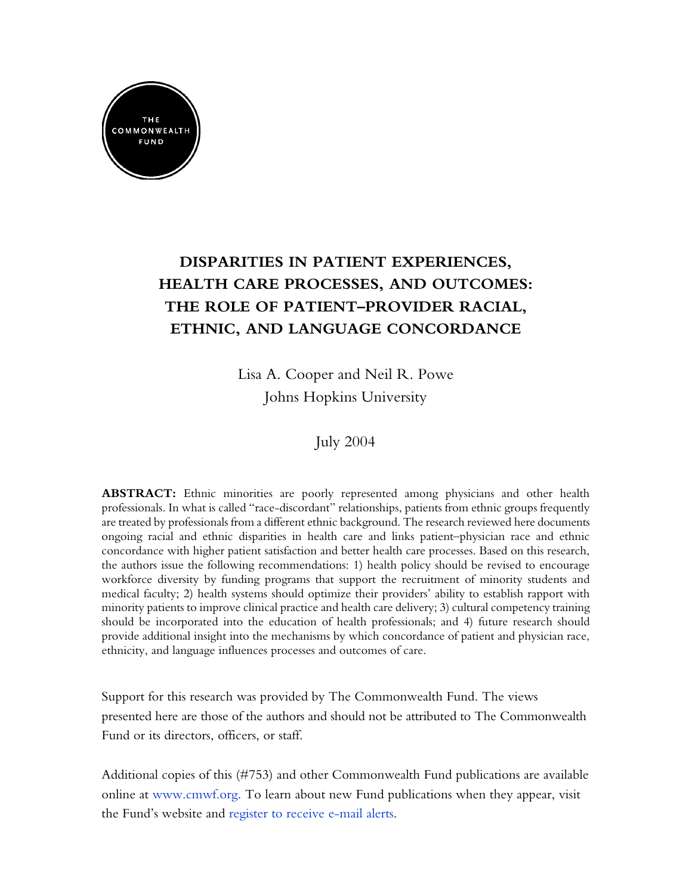THE COMMONWEALTH FUND

# DISPARITIES IN PATIENT EXPERIENCES, HEALTH CARE PROCESSES, AND OUTCOMES: THE ROLE OF PATIENT–PROVIDER RACIAL, ETHNIC, AND LANGUAGE CONCORDANCE

Lisa A. Cooper and Neil R. Powe
Johns Hopkins University

July 2004

**ABSTRACT:** Ethnic minorities are poorly represented among physicians and other health professionals. In what is called "race-discordant" relationships, patients from ethnic groups frequently are treated by professionals from a different ethnic background. The research reviewed here documents ongoing racial and ethnic disparities in health care and links patient–physician race and ethnic concordance with higher patient satisfaction and better health care processes. Based on this research, the authors issue the following recommendations: 1) health policy should be revised to encourage workforce diversity by funding programs that support the recruitment of minority students and medical faculty; 2) health systems should optimize their providers' ability to establish rapport with minority patients to improve clinical practice and health care delivery; 3) cultural competency training should be incorporated into the education of health professionals; and 4) future research should provide additional insight into the mechanisms by which concordance of patient and physician race, ethnicity, and language influences processes and outcomes of care.

Support for this research was provided by The Commonwealth Fund. The views presented here are those of the authors and should not be attributed to The Commonwealth Fund or its directors, officers, or staff.

Additional copies of this (#753) and other Commonwealth Fund publications are available online at www.cmwf.org. To learn about new Fund publications when they appear, visit the Fund's website and register to receive e-mail alerts.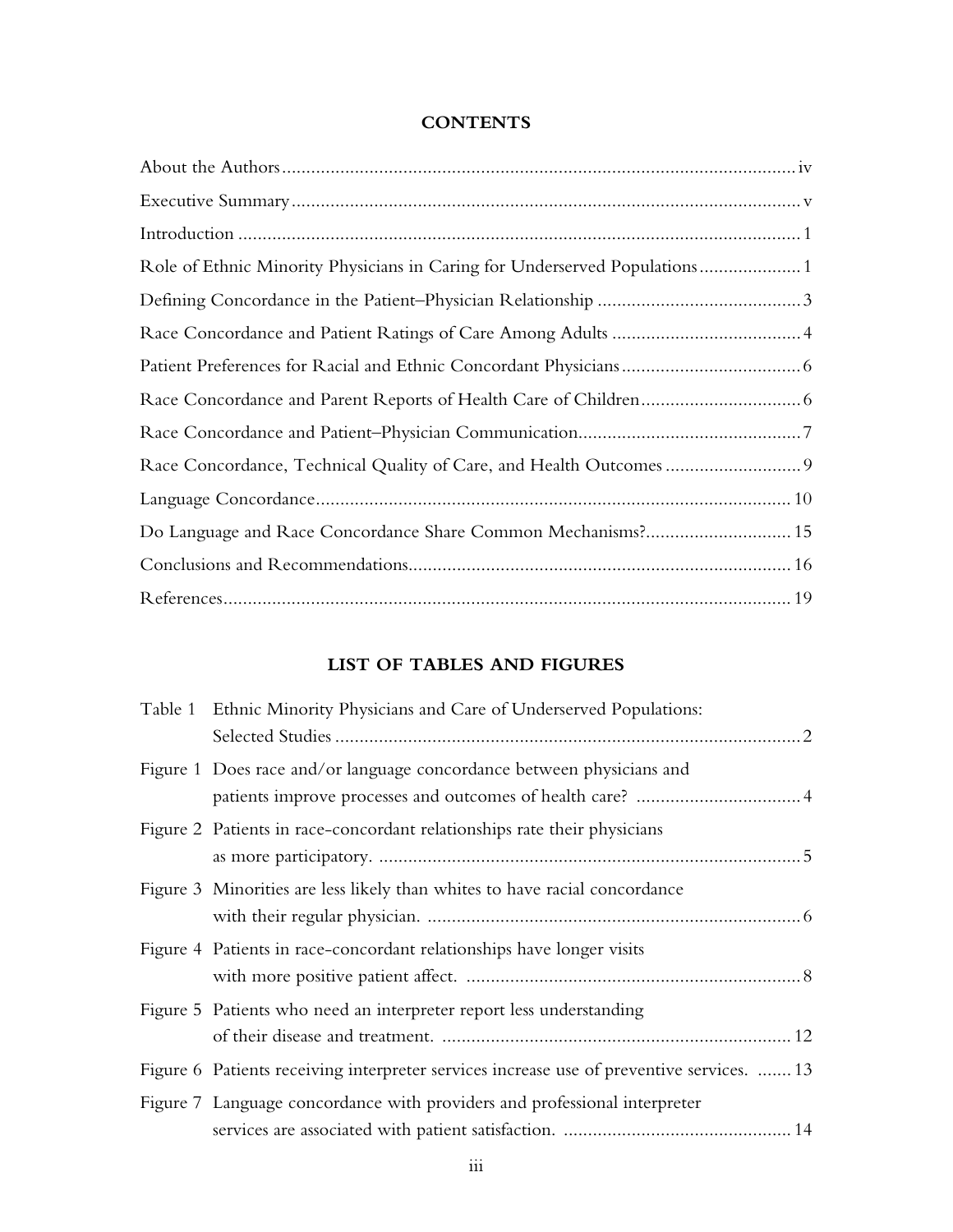## CONTENTS

| | |
|---|---|
| About the Authors | iv |
| Executive Summary | v |
| Introduction | 1 |
| Role of Ethnic Minority Physicians in Caring for Underserved Populations | 1 |
| Defining Concordance in the Patient–Physician Relationship | 3 |
| Race Concordance and Patient Ratings of Care Among Adults | 4 |
| Patient Preferences for Racial and Ethnic Concordant Physicians | 6 |
| Race Concordance and Parent Reports of Health Care of Children | 6 |
| Race Concordance and Patient–Physician Communication | 7 |
| Race Concordance, Technical Quality of Care, and Health Outcomes | 9 |
| Language Concordance | 10 |
| Do Language and Race Concordance Share Common Mechanisms? | 15 |
| Conclusions and Recommendations | 16 |
| References | 19 |

## LIST OF TABLES AND FIGURES

| | | |
|---|---|---|
| Table 1 | Ethnic Minority Physicians and Care of Underserved Populations: Selected Studies | 2 |
| Figure 1 | Does race and/or language concordance between physicians and patients improve processes and outcomes of health care? | 4 |
| Figure 2 | Patients in race-concordant relationships rate their physicians as more participatory. | 5 |
| Figure 3 | Minorities are less likely than whites to have racial concordance with their regular physician. | 6 |
| Figure 4 | Patients in race-concordant relationships have longer visits with more positive patient affect. | 8 |
| Figure 5 | Patients who need an interpreter report less understanding of their disease and treatment. | 12 |
| Figure 6 | Patients receiving interpreter services increase use of preventive services. | 13 |
| Figure 7 | Language concordance with providers and professional interpreter services are associated with patient satisfaction. | 14 |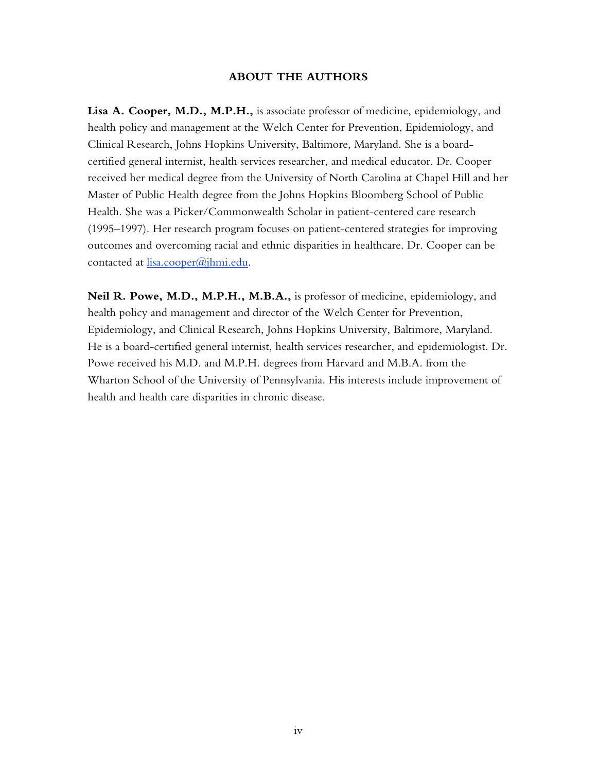## ABOUT THE AUTHORS

**Lisa A. Cooper, M.D., M.P.H.,** is associate professor of medicine, epidemiology, and health policy and management at the Welch Center for Prevention, Epidemiology, and Clinical Research, Johns Hopkins University, Baltimore, Maryland. She is a board-certified general internist, health services researcher, and medical educator. Dr. Cooper received her medical degree from the University of North Carolina at Chapel Hill and her Master of Public Health degree from the Johns Hopkins Bloomberg School of Public Health. She was a Picker/Commonwealth Scholar in patient-centered care research (1995–1997). Her research program focuses on patient-centered strategies for improving outcomes and overcoming racial and ethnic disparities in healthcare. Dr. Cooper can be contacted at lisa.cooper@jhmi.edu.

**Neil R. Powe, M.D., M.P.H., M.B.A.,** is professor of medicine, epidemiology, and health policy and management and director of the Welch Center for Prevention, Epidemiology, and Clinical Research, Johns Hopkins University, Baltimore, Maryland. He is a board-certified general internist, health services researcher, and epidemiologist. Dr. Powe received his M.D. and M.P.H. degrees from Harvard and M.B.A. from the Wharton School of the University of Pennsylvania. His interests include improvement of health and health care disparities in chronic disease.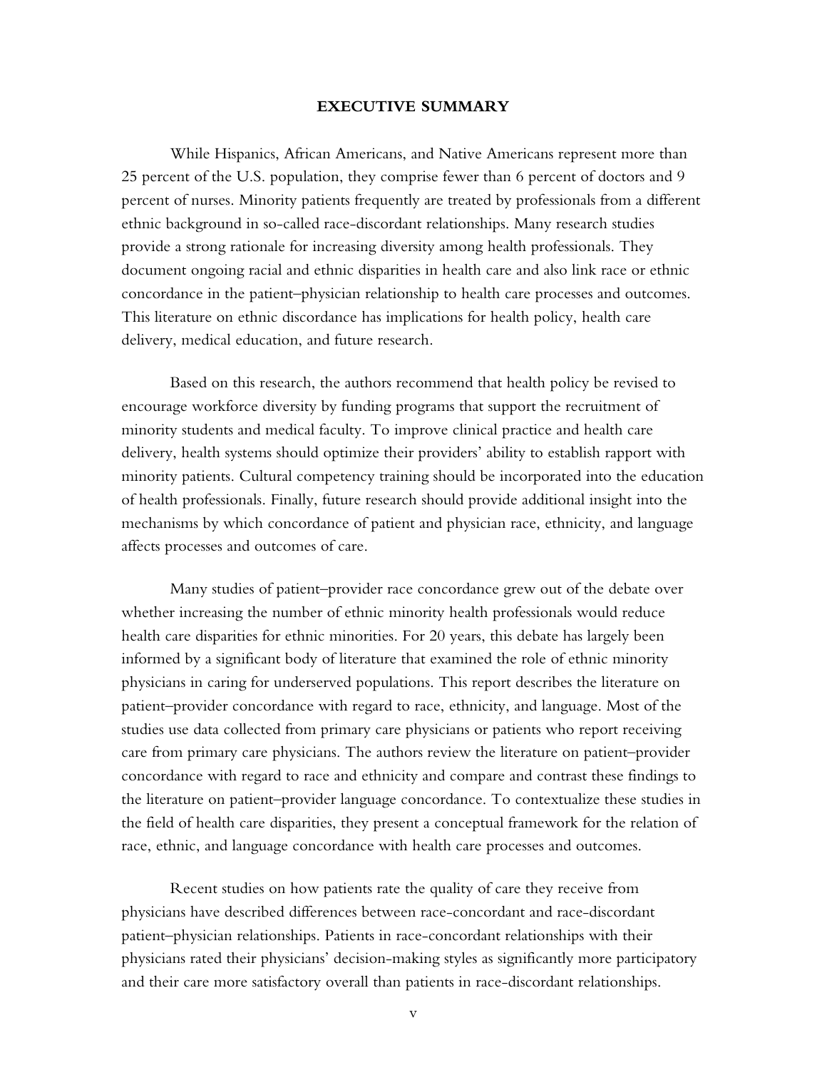## EXECUTIVE SUMMARY

While Hispanics, African Americans, and Native Americans represent more than 25 percent of the U.S. population, they comprise fewer than 6 percent of doctors and 9 percent of nurses. Minority patients frequently are treated by professionals from a different ethnic background in so-called race-discordant relationships. Many research studies provide a strong rationale for increasing diversity among health professionals. They document ongoing racial and ethnic disparities in health care and also link race or ethnic concordance in the patient–physician relationship to health care processes and outcomes. This literature on ethnic discordance has implications for health policy, health care delivery, medical education, and future research.

Based on this research, the authors recommend that health policy be revised to encourage workforce diversity by funding programs that support the recruitment of minority students and medical faculty. To improve clinical practice and health care delivery, health systems should optimize their providers' ability to establish rapport with minority patients. Cultural competency training should be incorporated into the education of health professionals. Finally, future research should provide additional insight into the mechanisms by which concordance of patient and physician race, ethnicity, and language affects processes and outcomes of care.

Many studies of patient–provider race concordance grew out of the debate over whether increasing the number of ethnic minority health professionals would reduce health care disparities for ethnic minorities. For 20 years, this debate has largely been informed by a significant body of literature that examined the role of ethnic minority physicians in caring for underserved populations. This report describes the literature on patient–provider concordance with regard to race, ethnicity, and language. Most of the studies use data collected from primary care physicians or patients who report receiving care from primary care physicians. The authors review the literature on patient–provider concordance with regard to race and ethnicity and compare and contrast these findings to the literature on patient–provider language concordance. To contextualize these studies in the field of health care disparities, they present a conceptual framework for the relation of race, ethnic, and language concordance with health care processes and outcomes.

Recent studies on how patients rate the quality of care they receive from physicians have described differences between race-concordant and race-discordant patient–physician relationships. Patients in race-concordant relationships with their physicians rated their physicians' decision-making styles as significantly more participatory and their care more satisfactory overall than patients in race-discordant relationships.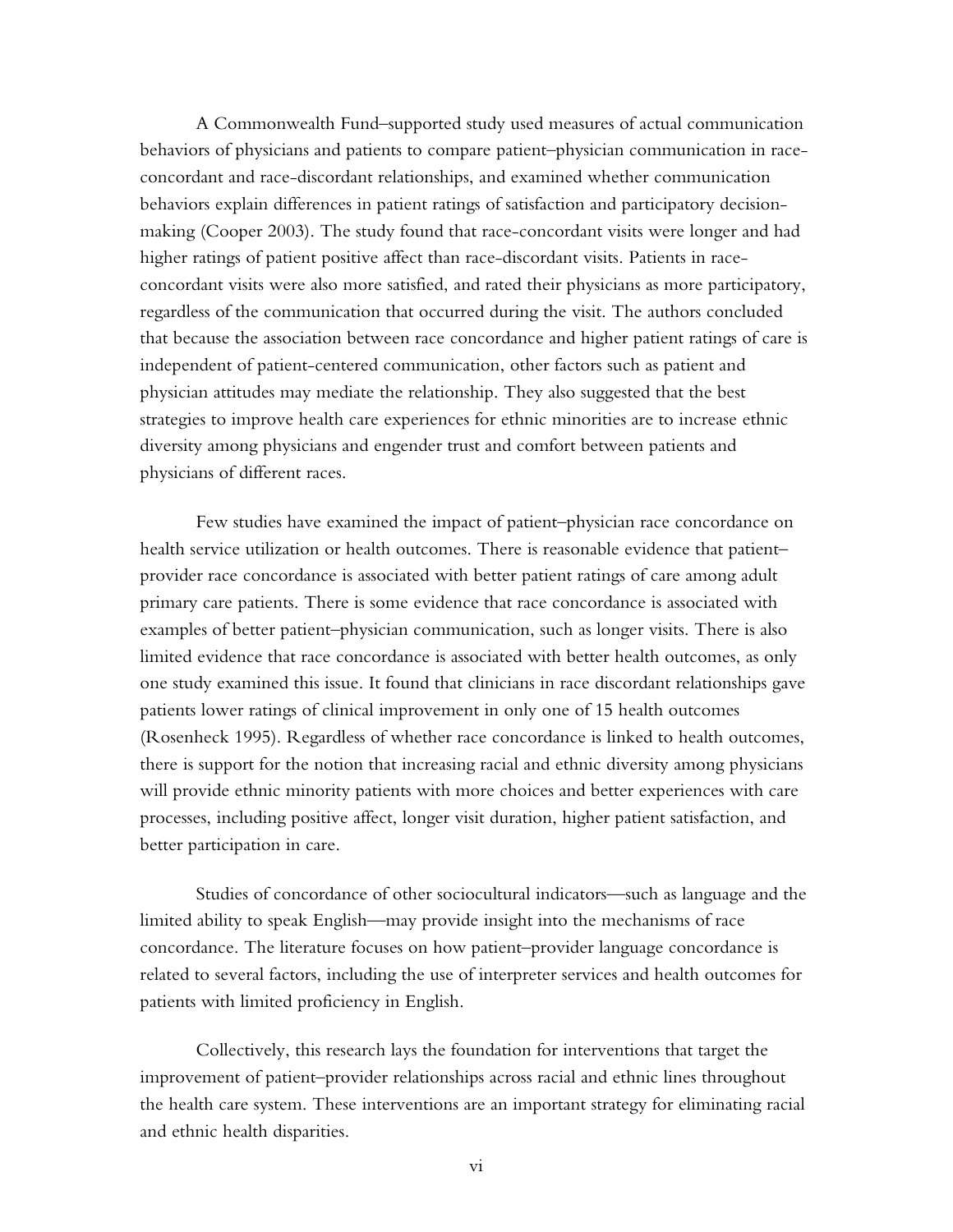A Commonwealth Fund–supported study used measures of actual communication behaviors of physicians and patients to compare patient–physician communication in race-concordant and race-discordant relationships, and examined whether communication behaviors explain differences in patient ratings of satisfaction and participatory decision-making (Cooper 2003). The study found that race-concordant visits were longer and had higher ratings of patient positive affect than race-discordant visits. Patients in race-concordant visits were also more satisfied, and rated their physicians as more participatory, regardless of the communication that occurred during the visit. The authors concluded that because the association between race concordance and higher patient ratings of care is independent of patient-centered communication, other factors such as patient and physician attitudes may mediate the relationship. They also suggested that the best strategies to improve health care experiences for ethnic minorities are to increase ethnic diversity among physicians and engender trust and comfort between patients and physicians of different races.

Few studies have examined the impact of patient–physician race concordance on health service utilization or health outcomes. There is reasonable evidence that patient–provider race concordance is associated with better patient ratings of care among adult primary care patients. There is some evidence that race concordance is associated with examples of better patient–physician communication, such as longer visits. There is also limited evidence that race concordance is associated with better health outcomes, as only one study examined this issue. It found that clinicians in race discordant relationships gave patients lower ratings of clinical improvement in only one of 15 health outcomes (Rosenheck 1995). Regardless of whether race concordance is linked to health outcomes, there is support for the notion that increasing racial and ethnic diversity among physicians will provide ethnic minority patients with more choices and better experiences with care processes, including positive affect, longer visit duration, higher patient satisfaction, and better participation in care.

Studies of concordance of other sociocultural indicators—such as language and the limited ability to speak English—may provide insight into the mechanisms of race concordance. The literature focuses on how patient–provider language concordance is related to several factors, including the use of interpreter services and health outcomes for patients with limited proficiency in English.

Collectively, this research lays the foundation for interventions that target the improvement of patient–provider relationships across racial and ethnic lines throughout the health care system. These interventions are an important strategy for eliminating racial and ethnic health disparities.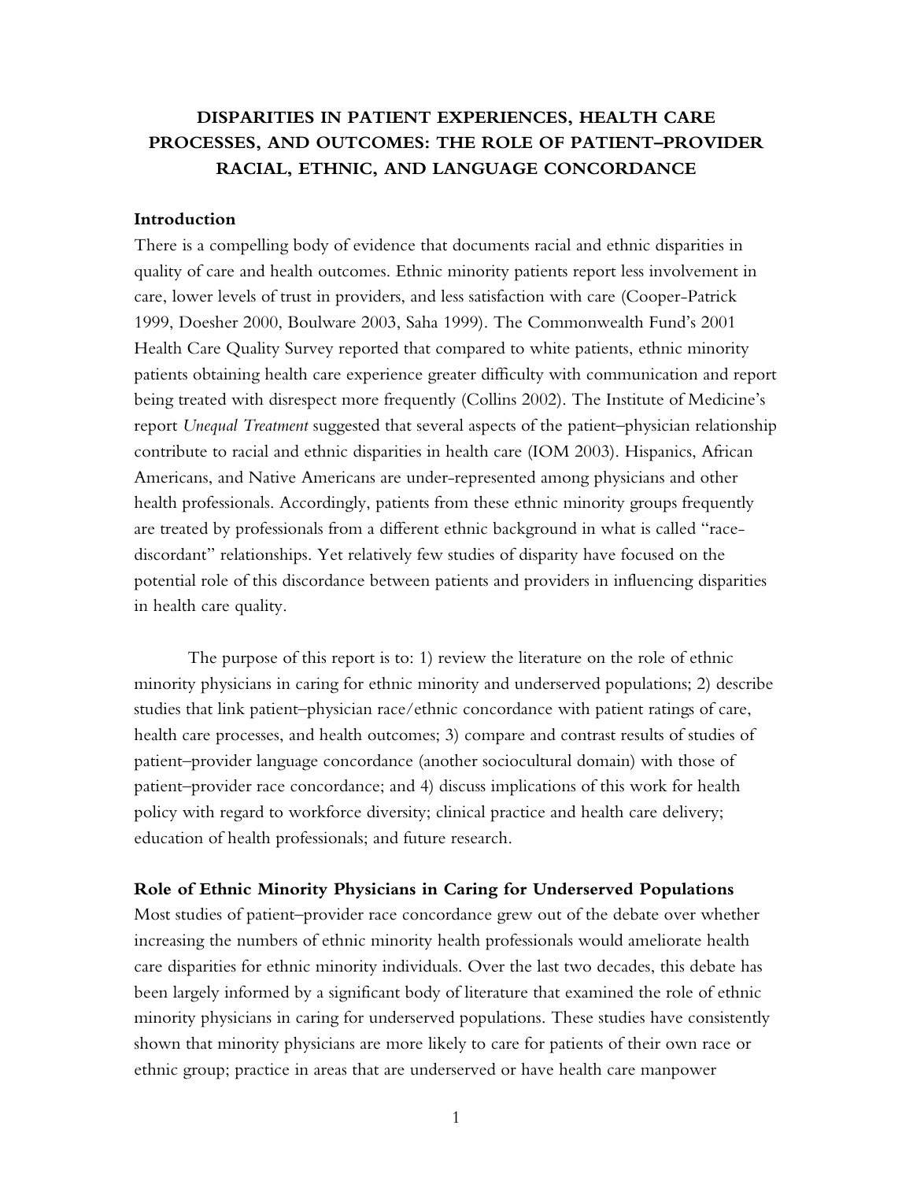# DISPARITIES IN PATIENT EXPERIENCES, HEALTH CARE PROCESSES, AND OUTCOMES: THE ROLE OF PATIENT–PROVIDER RACIAL, ETHNIC, AND LANGUAGE CONCORDANCE

## Introduction

There is a compelling body of evidence that documents racial and ethnic disparities in quality of care and health outcomes. Ethnic minority patients report less involvement in care, lower levels of trust in providers, and less satisfaction with care (Cooper-Patrick 1999, Doesher 2000, Boulware 2003, Saha 1999). The Commonwealth Fund's 2001 Health Care Quality Survey reported that compared to white patients, ethnic minority patients obtaining health care experience greater difficulty with communication and report being treated with disrespect more frequently (Collins 2002). The Institute of Medicine's report *Unequal Treatment* suggested that several aspects of the patient–physician relationship contribute to racial and ethnic disparities in health care (IOM 2003). Hispanics, African Americans, and Native Americans are under-represented among physicians and other health professionals. Accordingly, patients from these ethnic minority groups frequently are treated by professionals from a different ethnic background in what is called "race-discordant" relationships. Yet relatively few studies of disparity have focused on the potential role of this discordance between patients and providers in influencing disparities in health care quality.

The purpose of this report is to: 1) review the literature on the role of ethnic minority physicians in caring for ethnic minority and underserved populations; 2) describe studies that link patient–physician race/ethnic concordance with patient ratings of care, health care processes, and health outcomes; 3) compare and contrast results of studies of patient–provider language concordance (another sociocultural domain) with those of patient–provider race concordance; and 4) discuss implications of this work for health policy with regard to workforce diversity; clinical practice and health care delivery; education of health professionals; and future research.

## Role of Ethnic Minority Physicians in Caring for Underserved Populations

Most studies of patient–provider race concordance grew out of the debate over whether increasing the numbers of ethnic minority health professionals would ameliorate health care disparities for ethnic minority individuals. Over the last two decades, this debate has been largely informed by a significant body of literature that examined the role of ethnic minority physicians in caring for underserved populations. These studies have consistently shown that minority physicians are more likely to care for patients of their own race or ethnic group; practice in areas that are underserved or have health care manpower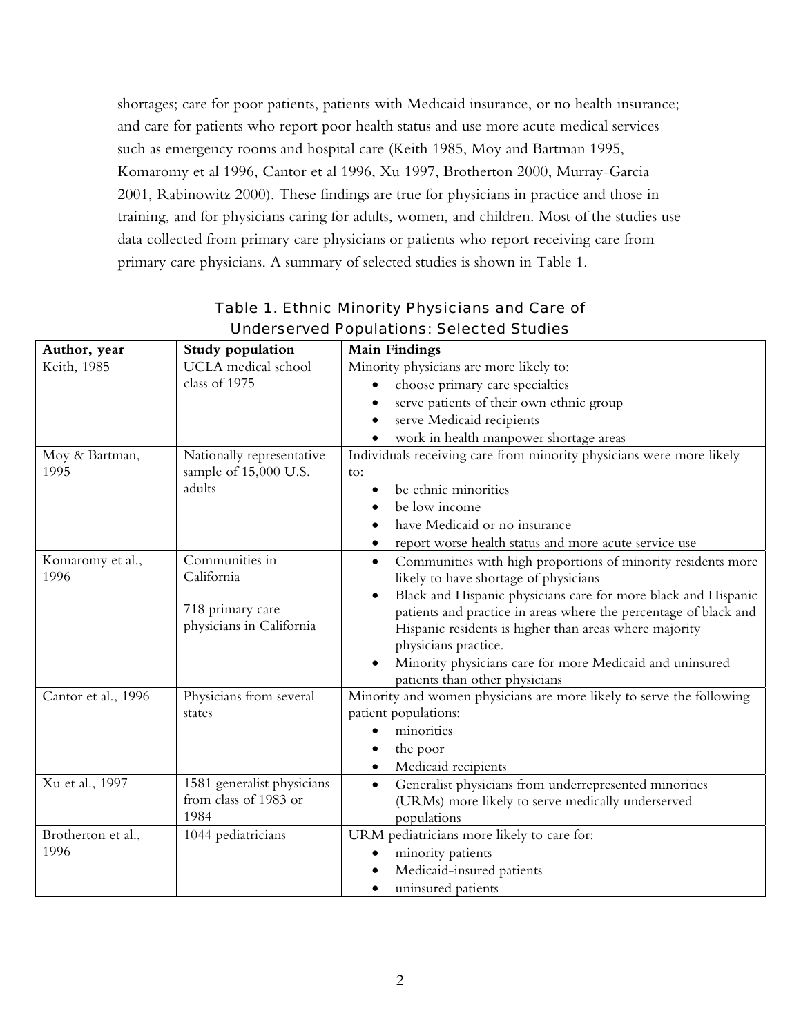shortages; care for poor patients, patients with Medicaid insurance, or no health insurance; and care for patients who report poor health status and use more acute medical services such as emergency rooms and hospital care (Keith 1985, Moy and Bartman 1995, Komaromy et al 1996, Cantor et al 1996, Xu 1997, Brotherton 2000, Murray-Garcia 2001, Rabinowitz 2000). These findings are true for physicians in practice and those in training, and for physicians caring for adults, women, and children. Most of the studies use data collected from primary care physicians or patients who report receiving care from primary care physicians. A summary of selected studies is shown in Table 1.

Table 1. Ethnic Minority Physicians and Care of Underserved Populations: Selected Studies

| Author, year | Study population | Main Findings |
|---|---|---|
| Keith, 1985 | UCLA medical school class of 1975 | Minority physicians are more likely to: <br>• choose primary care specialties <br>• serve patients of their own ethnic group <br>• serve Medicaid recipients <br>• work in health manpower shortage areas |
| Moy & Bartman, 1995 | Nationally representative sample of 15,000 U.S. adults | Individuals receiving care from minority physicians were more likely to: <br>• be ethnic minorities <br>• be low income <br>• have Medicaid or no insurance <br>• report worse health status and more acute service use |
| Komaromy et al., 1996 | Communities in California <br><br>718 primary care physicians in California | • Communities with high proportions of minority residents more likely to have shortage of physicians <br>• Black and Hispanic physicians care for more black and Hispanic patients and practice in areas where the percentage of black and Hispanic residents is higher than areas where majority physicians practice. <br>• Minority physicians care for more Medicaid and uninsured patients than other physicians |
| Cantor et al., 1996 | Physicians from several states | Minority and women physicians are more likely to serve the following patient populations: <br>• minorities <br>• the poor <br>• Medicaid recipients |
| Xu et al., 1997 | 1581 generalist physicians from class of 1983 or 1984 | • Generalist physicians from underrepresented minorities (URMs) more likely to serve medically underserved populations |
| Brotherton et al., 1996 | 1044 pediatricians | URM pediatricians more likely to care for: <br>• minority patients <br>• Medicaid-insured patients <br>• uninsured patients |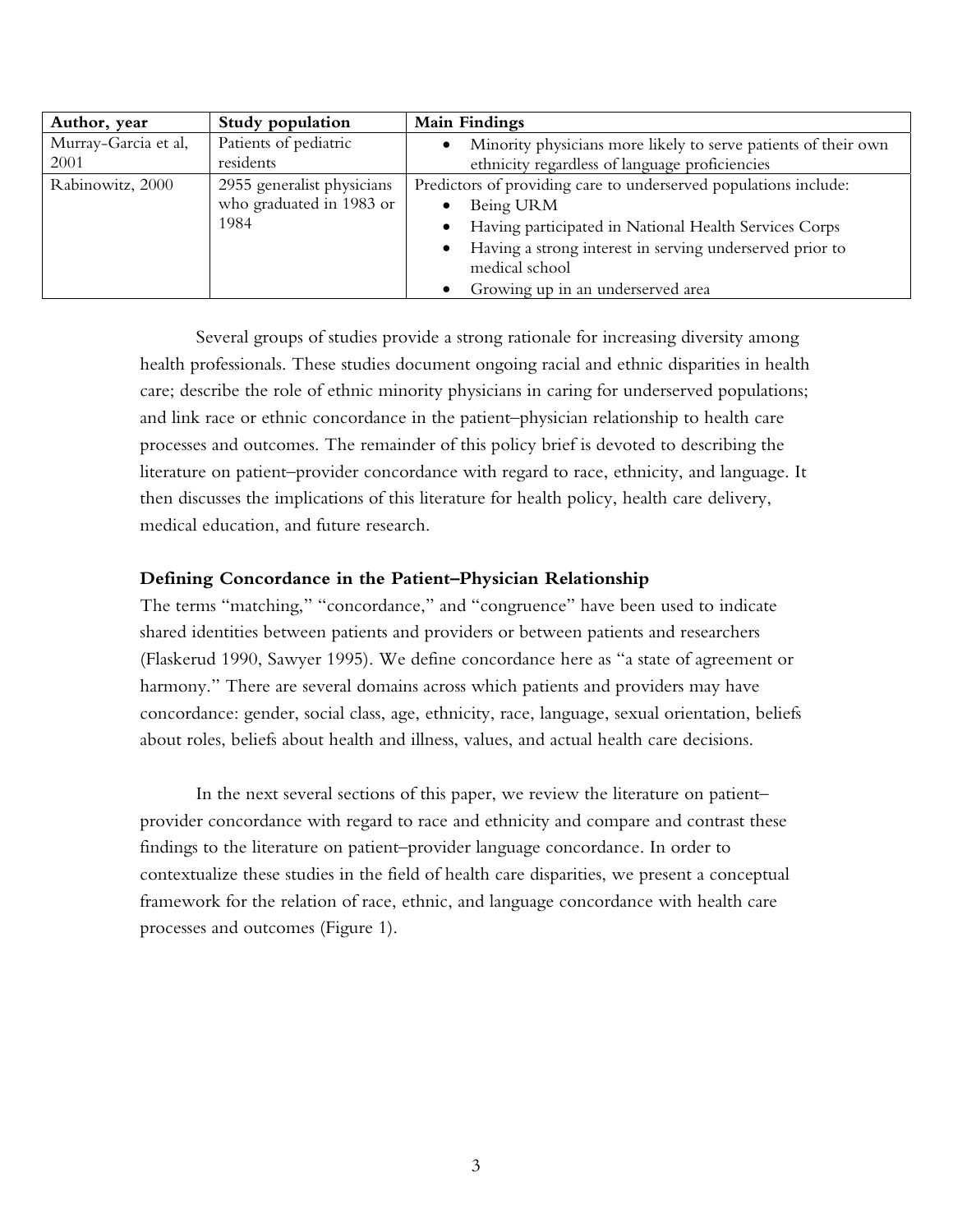| Author, year | Study population | Main Findings |
|---|---|---|
| Murray-Garcia et al, 2001 | Patients of pediatric residents | • Minority physicians more likely to serve patients of their own ethnicity regardless of language proficiencies |
| Rabinowitz, 2000 | 2955 generalist physicians who graduated in 1983 or 1984 | Predictors of providing care to underserved populations include: • Being URM • Having participated in National Health Services Corps • Having a strong interest in serving underserved prior to medical school • Growing up in an underserved area |

Several groups of studies provide a strong rationale for increasing diversity among health professionals. These studies document ongoing racial and ethnic disparities in health care; describe the role of ethnic minority physicians in caring for underserved populations; and link race or ethnic concordance in the patient–physician relationship to health care processes and outcomes. The remainder of this policy brief is devoted to describing the literature on patient–provider concordance with regard to race, ethnicity, and language. It then discusses the implications of this literature for health policy, health care delivery, medical education, and future research.

**Defining Concordance in the Patient–Physician Relationship**

The terms "matching," "concordance," and "congruence" have been used to indicate shared identities between patients and providers or between patients and researchers (Flaskerud 1990, Sawyer 1995). We define concordance here as "a state of agreement or harmony." There are several domains across which patients and providers may have concordance: gender, social class, age, ethnicity, race, language, sexual orientation, beliefs about roles, beliefs about health and illness, values, and actual health care decisions.

In the next several sections of this paper, we review the literature on patient–provider concordance with regard to race and ethnicity and compare and contrast these findings to the literature on patient–provider language concordance. In order to contextualize these studies in the field of health care disparities, we present a conceptual framework for the relation of race, ethnic, and language concordance with health care processes and outcomes (Figure 1).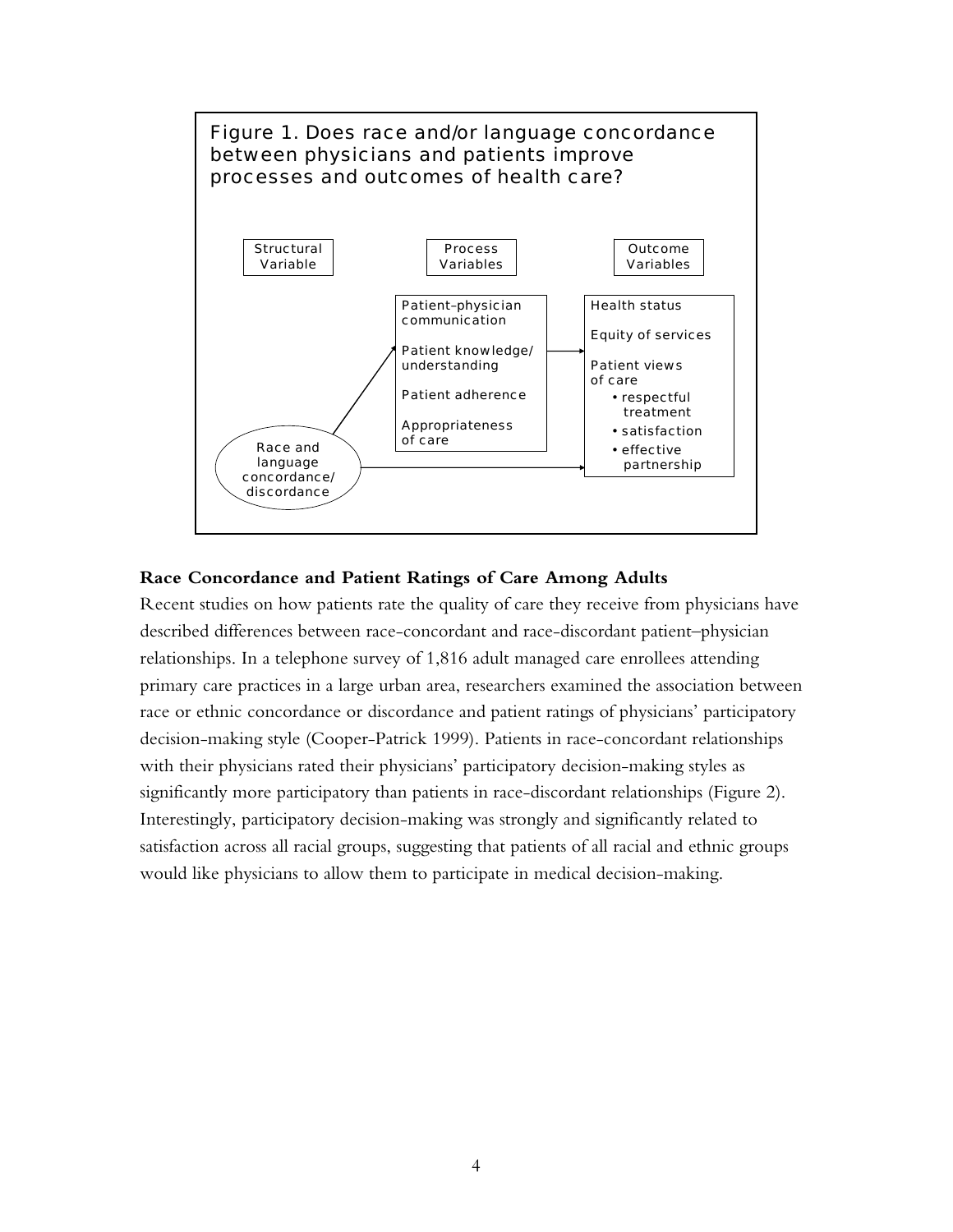Figure 1. Does race and/or language concordance between physicians and patients improve processes and outcomes of health care?

| Structural Variable | Process Variables | Outcome Variables |
| --- | --- | --- |
| Race and language concordance/discordance | Patient–physician communication<br>Patient knowledge/understanding<br>Patient adherence<br>Appropriateness of care | Health status<br>Equity of services<br>Patient views of care<br>• respectful treatment<br>• satisfaction<br>• effective partnership |

### Race Concordance and Patient Ratings of Care Among Adults

Recent studies on how patients rate the quality of care they receive from physicians have described differences between race-concordant and race-discordant patient–physician relationships. In a telephone survey of 1,816 adult managed care enrollees attending primary care practices in a large urban area, researchers examined the association between race or ethnic concordance or discordance and patient ratings of physicians' participatory decision-making style (Cooper-Patrick 1999). Patients in race-concordant relationships with their physicians rated their physicians' participatory decision-making styles as significantly more participatory than patients in race-discordant relationships (Figure 2). Interestingly, participatory decision-making was strongly and significantly related to satisfaction across all racial groups, suggesting that patients of all racial and ethnic groups would like physicians to allow them to participate in medical decision-making.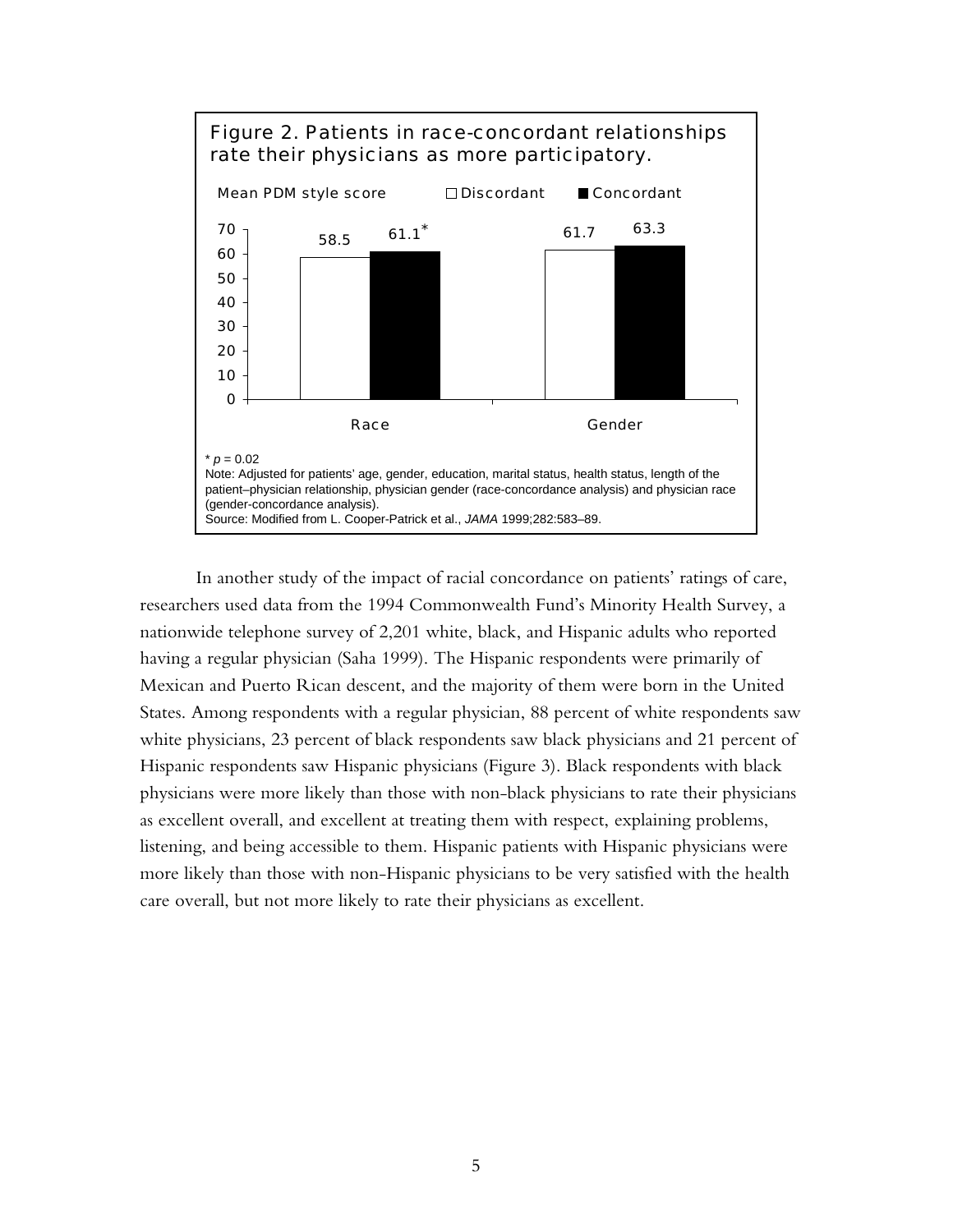**Figure 2. Patients in race-concordant relationships rate their physicians as more participatory.**

Mean PDM style score

| | Discordant | Concordant |
|---|---|---|
| Race | 58.5 | 61.1* |
| Gender | 61.7 | 63.3 |

* $p = 0.02$

Note: Adjusted for patients' age, gender, education, marital status, health status, length of the patient–physician relationship, physician gender (race-concordance analysis) and physician race (gender-concordance analysis).

Source: Modified from L. Cooper-Patrick et al., *JAMA* 1999;282:583–89.

In another study of the impact of racial concordance on patients' ratings of care, researchers used data from the 1994 Commonwealth Fund's Minority Health Survey, a nationwide telephone survey of 2,201 white, black, and Hispanic adults who reported having a regular physician (Saha 1999). The Hispanic respondents were primarily of Mexican and Puerto Rican descent, and the majority of them were born in the United States. Among respondents with a regular physician, 88 percent of white respondents saw white physicians, 23 percent of black respondents saw black physicians and 21 percent of Hispanic respondents saw Hispanic physicians (Figure 3). Black respondents with black physicians were more likely than those with non-black physicians to rate their physicians as excellent overall, and excellent at treating them with respect, explaining problems, listening, and being accessible to them. Hispanic patients with Hispanic physicians were more likely than those with non-Hispanic physicians to be very satisfied with the health care overall, but not more likely to rate their physicians as excellent.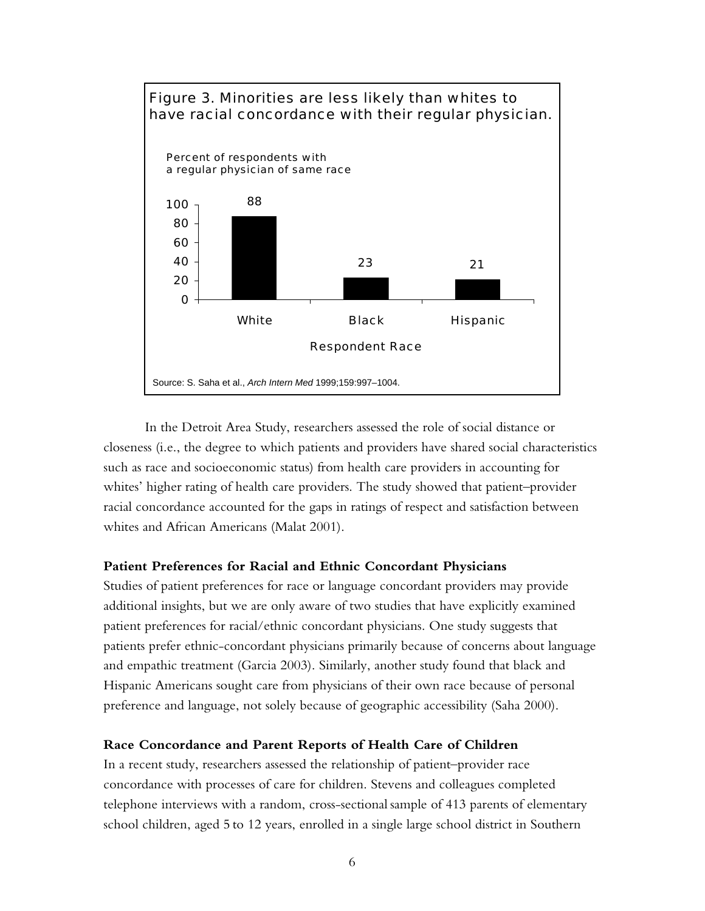**Figure 3. Minorities are less likely than whites to have racial concordance with their regular physician.**

Percent of respondents with a regular physician of same race

| Respondent Race | Percent |
| --- | --- |
| White | 88 |
| Black | 23 |
| Hispanic | 21 |

Source: S. Saha et al., *Arch Intern Med* 1999;159:997–1004.

In the Detroit Area Study, researchers assessed the role of social distance or closeness (i.e., the degree to which patients and providers have shared social characteristics such as race and socioeconomic status) from health care providers in accounting for whites' higher rating of health care providers. The study showed that patient–provider racial concordance accounted for the gaps in ratings of respect and satisfaction between whites and African Americans (Malat 2001).

### Patient Preferences for Racial and Ethnic Concordant Physicians

Studies of patient preferences for race or language concordant providers may provide additional insights, but we are only aware of two studies that have explicitly examined patient preferences for racial/ethnic concordant physicians. One study suggests that patients prefer ethnic-concordant physicians primarily because of concerns about language and empathic treatment (Garcia 2003). Similarly, another study found that black and Hispanic Americans sought care from physicians of their own race because of personal preference and language, not solely because of geographic accessibility (Saha 2000).

### Race Concordance and Parent Reports of Health Care of Children

In a recent study, researchers assessed the relationship of patient–provider race concordance with processes of care for children. Stevens and colleagues completed telephone interviews with a random, cross-sectional sample of 413 parents of elementary school children, aged 5 to 12 years, enrolled in a single large school district in Southern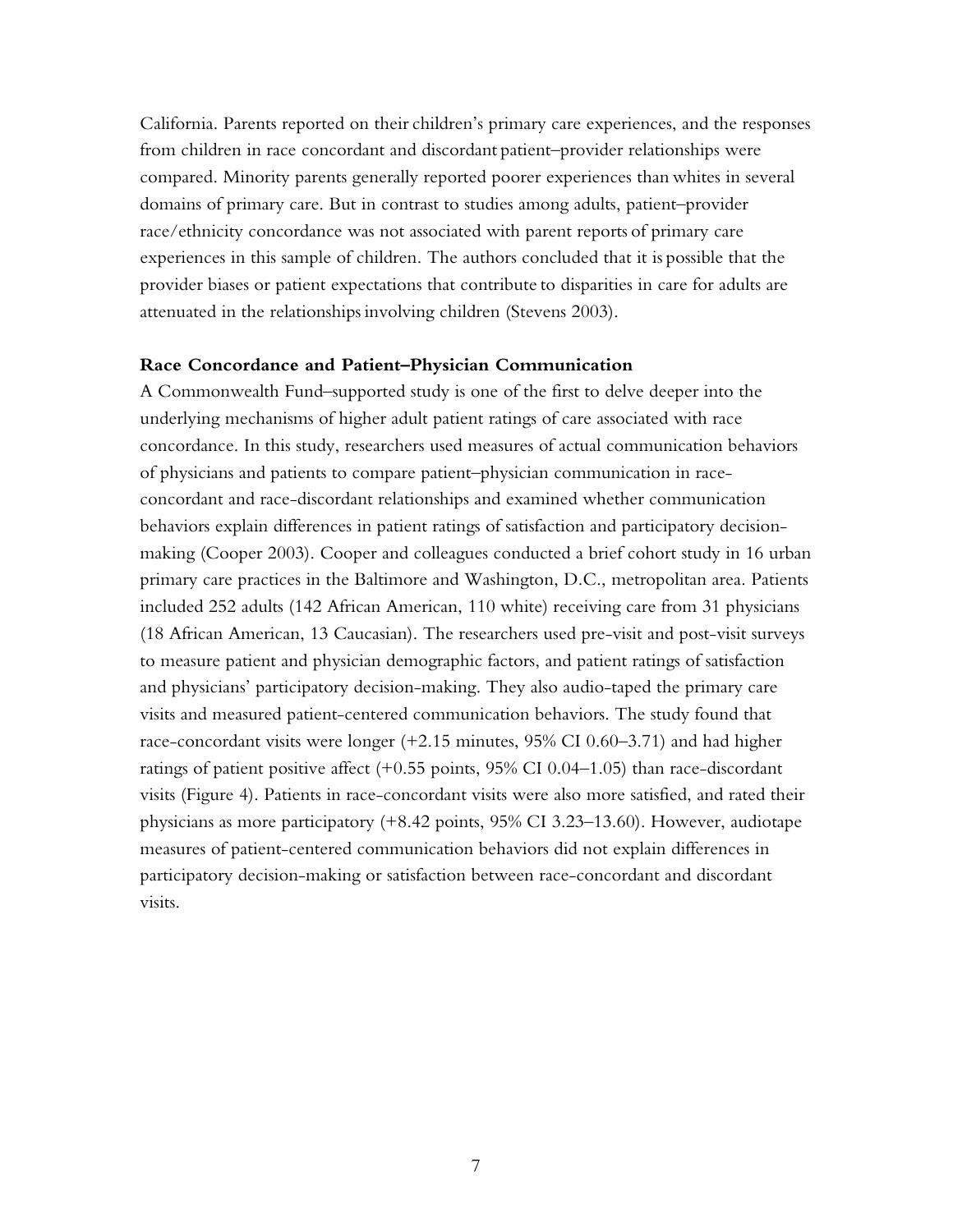California. Parents reported on their children's primary care experiences, and the responses from children in race concordant and discordant patient–provider relationships were compared. Minority parents generally reported poorer experiences than whites in several domains of primary care. But in contrast to studies among adults, patient–provider race/ethnicity concordance was not associated with parent reports of primary care experiences in this sample of children. The authors concluded that it is possible that the provider biases or patient expectations that contribute to disparities in care for adults are attenuated in the relationships involving children (Stevens 2003).

**Race Concordance and Patient–Physician Communication**

A Commonwealth Fund–supported study is one of the first to delve deeper into the underlying mechanisms of higher adult patient ratings of care associated with race concordance. In this study, researchers used measures of actual communication behaviors of physicians and patients to compare patient–physician communication in race-concordant and race-discordant relationships and examined whether communication behaviors explain differences in patient ratings of satisfaction and participatory decision-making (Cooper 2003). Cooper and colleagues conducted a brief cohort study in 16 urban primary care practices in the Baltimore and Washington, D.C., metropolitan area. Patients included 252 adults (142 African American, 110 white) receiving care from 31 physicians (18 African American, 13 Caucasian). The researchers used pre-visit and post-visit surveys to measure patient and physician demographic factors, and patient ratings of satisfaction and physicians' participatory decision-making. They also audio-taped the primary care visits and measured patient-centered communication behaviors. The study found that race-concordant visits were longer (+2.15 minutes, 95% CI 0.60–3.71) and had higher ratings of patient positive affect (+0.55 points, 95% CI 0.04–1.05) than race-discordant visits (Figure 4). Patients in race-concordant visits were also more satisfied, and rated their physicians as more participatory (+8.42 points, 95% CI 3.23–13.60). However, audiotape measures of patient-centered communication behaviors did not explain differences in participatory decision-making or satisfaction between race-concordant and discordant visits.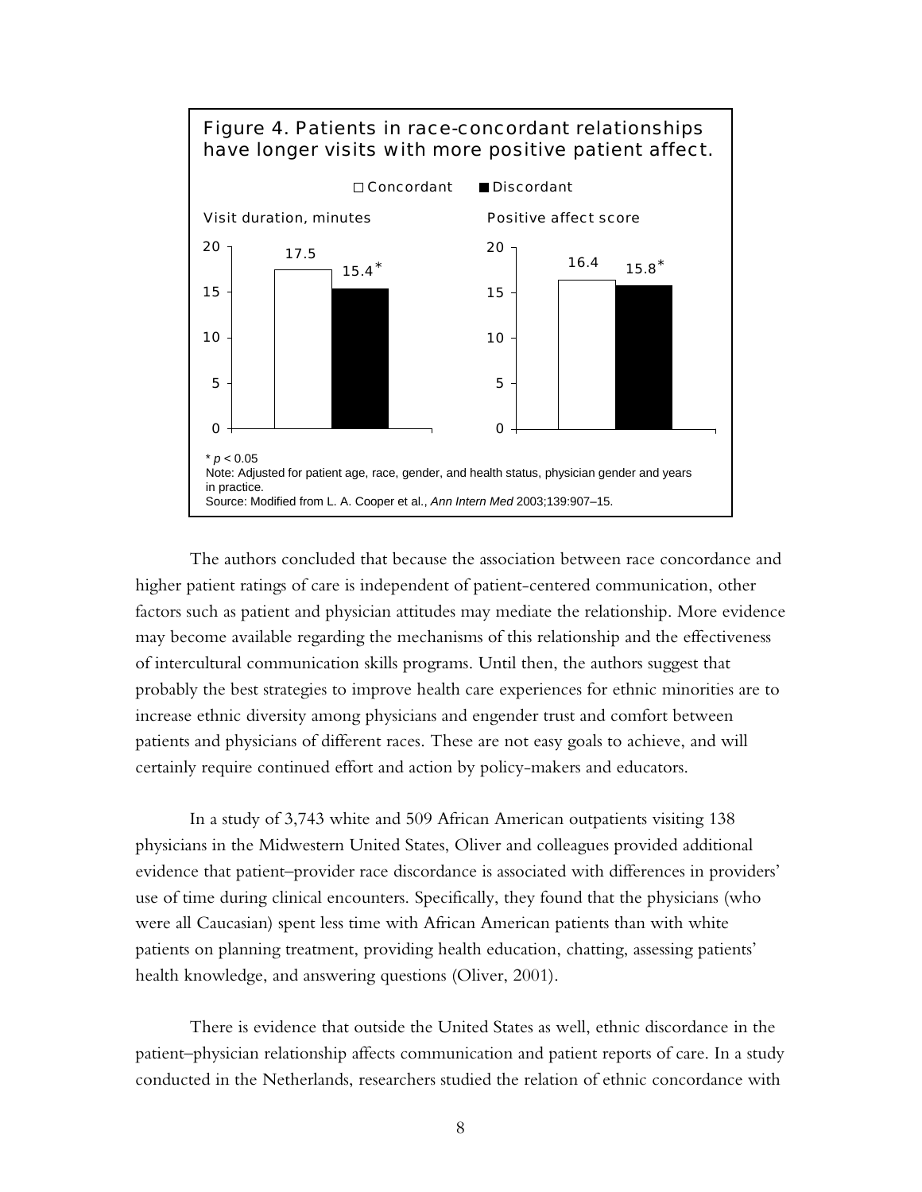Figure 4. Patients in race-concordant relationships have longer visits with more positive patient affect.

| | Concordant | Discordant |
|---|---|---|
| Visit duration, minutes | 17.5 | 15.4* |
| Positive affect score | 16.4 | 15.8* |

* $p < 0.05$
Note: Adjusted for patient age, race, gender, and health status, physician gender and years in practice.
Source: Modified from L. A. Cooper et al., *Ann Intern Med* 2003;139:907–15.

The authors concluded that because the association between race concordance and higher patient ratings of care is independent of patient-centered communication, other factors such as patient and physician attitudes may mediate the relationship. More evidence may become available regarding the mechanisms of this relationship and the effectiveness of intercultural communication skills programs. Until then, the authors suggest that probably the best strategies to improve health care experiences for ethnic minorities are to increase ethnic diversity among physicians and engender trust and comfort between patients and physicians of different races. These are not easy goals to achieve, and will certainly require continued effort and action by policy-makers and educators.

In a study of 3,743 white and 509 African American outpatients visiting 138 physicians in the Midwestern United States, Oliver and colleagues provided additional evidence that patient–provider race discordance is associated with differences in providers' use of time during clinical encounters. Specifically, they found that the physicians (who were all Caucasian) spent less time with African American patients than with white patients on planning treatment, providing health education, chatting, assessing patients' health knowledge, and answering questions (Oliver, 2001).

There is evidence that outside the United States as well, ethnic discordance in the patient–physician relationship affects communication and patient reports of care. In a study conducted in the Netherlands, researchers studied the relation of ethnic concordance with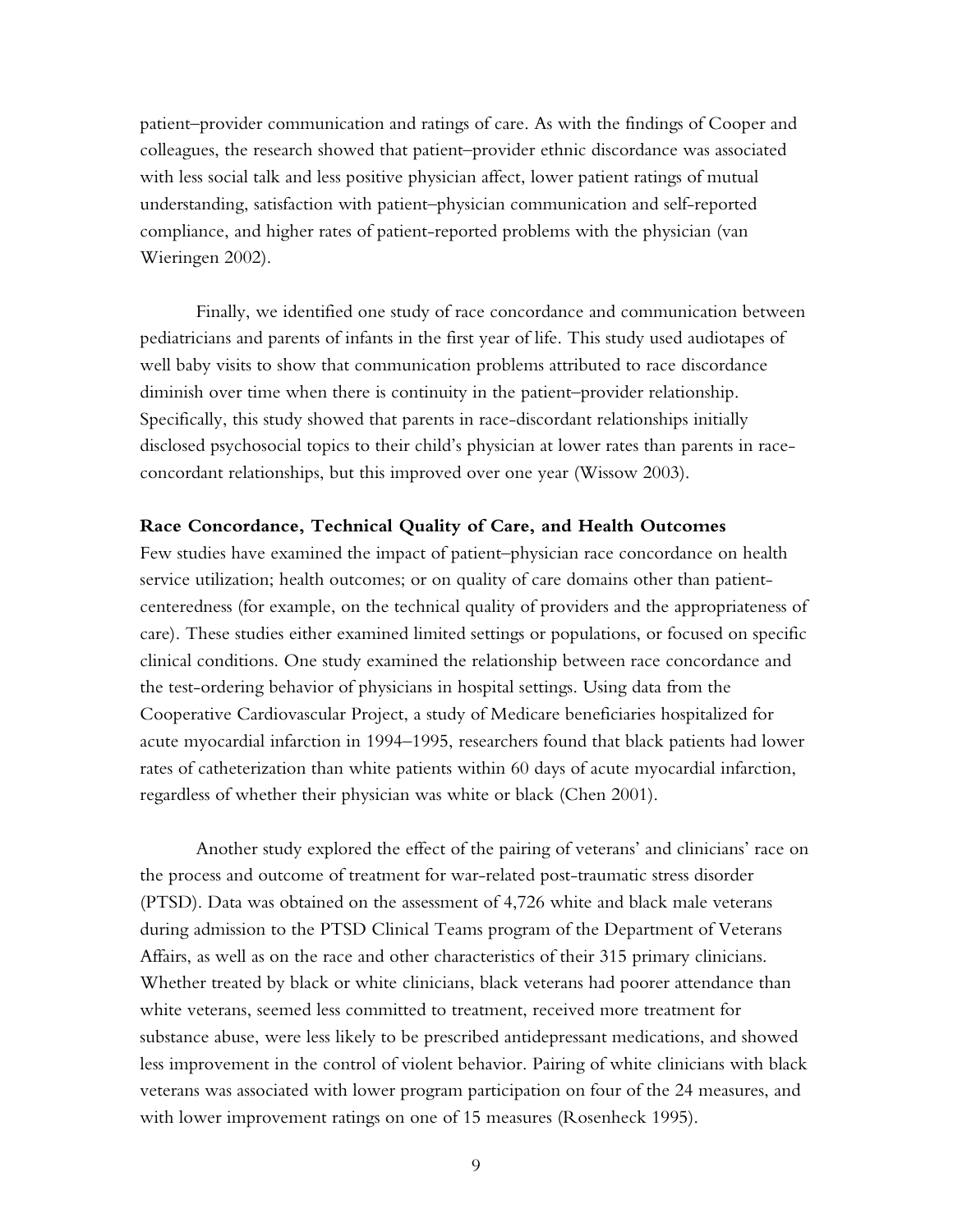patient–provider communication and ratings of care. As with the findings of Cooper and colleagues, the research showed that patient–provider ethnic discordance was associated with less social talk and less positive physician affect, lower patient ratings of mutual understanding, satisfaction with patient–physician communication and self-reported compliance, and higher rates of patient-reported problems with the physician (van Wieringen 2002).

Finally, we identified one study of race concordance and communication between pediatricians and parents of infants in the first year of life. This study used audiotapes of well baby visits to show that communication problems attributed to race discordance diminish over time when there is continuity in the patient–provider relationship. Specifically, this study showed that parents in race-discordant relationships initially disclosed psychosocial topics to their child's physician at lower rates than parents in race-concordant relationships, but this improved over one year (Wissow 2003).

**Race Concordance, Technical Quality of Care, and Health Outcomes**

Few studies have examined the impact of patient–physician race concordance on health service utilization; health outcomes; or on quality of care domains other than patient-centeredness (for example, on the technical quality of providers and the appropriateness of care). These studies either examined limited settings or populations, or focused on specific clinical conditions. One study examined the relationship between race concordance and the test-ordering behavior of physicians in hospital settings. Using data from the Cooperative Cardiovascular Project, a study of Medicare beneficiaries hospitalized for acute myocardial infarction in 1994–1995, researchers found that black patients had lower rates of catheterization than white patients within 60 days of acute myocardial infarction, regardless of whether their physician was white or black (Chen 2001).

Another study explored the effect of the pairing of veterans' and clinicians' race on the process and outcome of treatment for war-related post-traumatic stress disorder (PTSD). Data was obtained on the assessment of 4,726 white and black male veterans during admission to the PTSD Clinical Teams program of the Department of Veterans Affairs, as well as on the race and other characteristics of their 315 primary clinicians. Whether treated by black or white clinicians, black veterans had poorer attendance than white veterans, seemed less committed to treatment, received more treatment for substance abuse, were less likely to be prescribed antidepressant medications, and showed less improvement in the control of violent behavior. Pairing of white clinicians with black veterans was associated with lower program participation on four of the 24 measures, and with lower improvement ratings on one of 15 measures (Rosenheck 1995).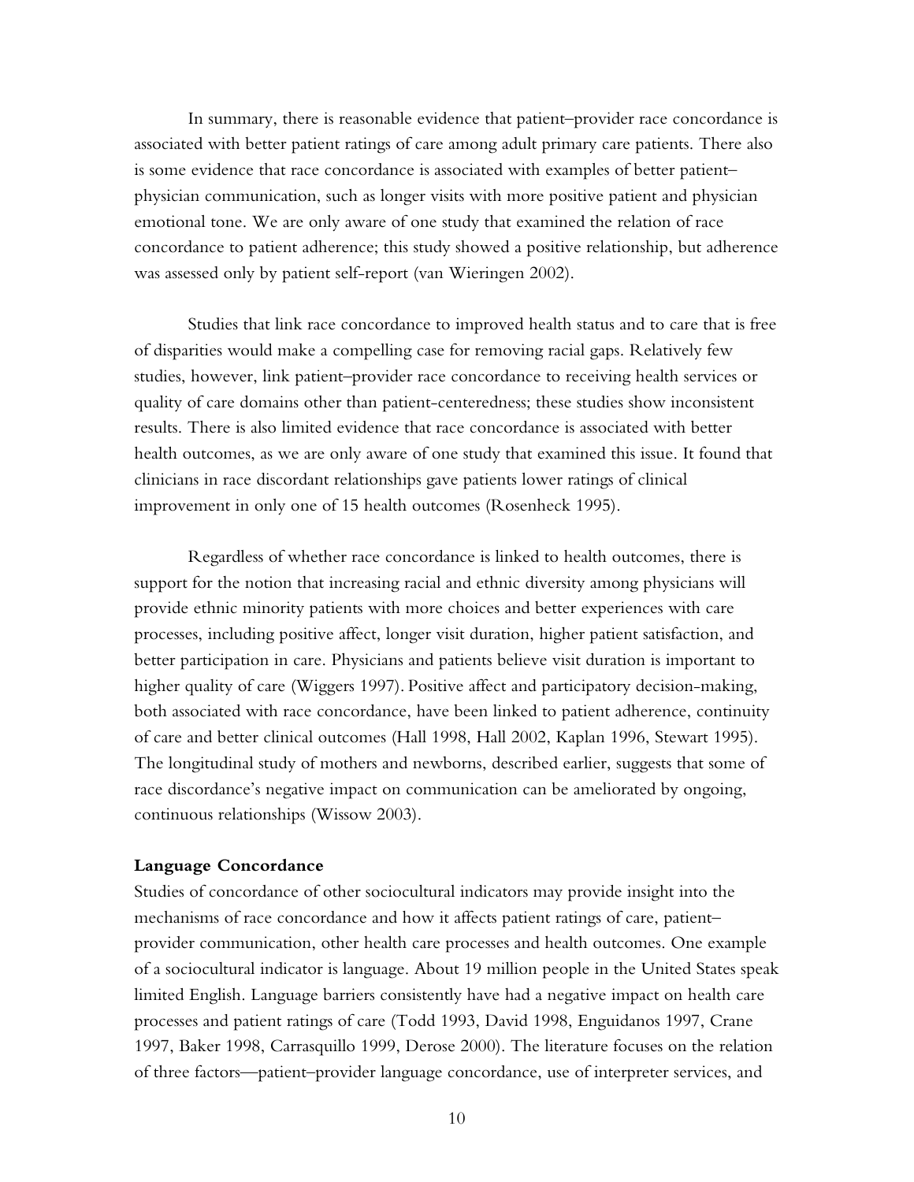In summary, there is reasonable evidence that patient–provider race concordance is associated with better patient ratings of care among adult primary care patients. There also is some evidence that race concordance is associated with examples of better patient–physician communication, such as longer visits with more positive patient and physician emotional tone. We are only aware of one study that examined the relation of race concordance to patient adherence; this study showed a positive relationship, but adherence was assessed only by patient self-report (van Wieringen 2002).

Studies that link race concordance to improved health status and to care that is free of disparities would make a compelling case for removing racial gaps. Relatively few studies, however, link patient–provider race concordance to receiving health services or quality of care domains other than patient-centeredness; these studies show inconsistent results. There is also limited evidence that race concordance is associated with better health outcomes, as we are only aware of one study that examined this issue. It found that clinicians in race discordant relationships gave patients lower ratings of clinical improvement in only one of 15 health outcomes (Rosenheck 1995).

Regardless of whether race concordance is linked to health outcomes, there is support for the notion that increasing racial and ethnic diversity among physicians will provide ethnic minority patients with more choices and better experiences with care processes, including positive affect, longer visit duration, higher patient satisfaction, and better participation in care. Physicians and patients believe visit duration is important to higher quality of care (Wiggers 1997). Positive affect and participatory decision-making, both associated with race concordance, have been linked to patient adherence, continuity of care and better clinical outcomes (Hall 1998, Hall 2002, Kaplan 1996, Stewart 1995). The longitudinal study of mothers and newborns, described earlier, suggests that some of race discordance's negative impact on communication can be ameliorated by ongoing, continuous relationships (Wissow 2003).

**Language Concordance**

Studies of concordance of other sociocultural indicators may provide insight into the mechanisms of race concordance and how it affects patient ratings of care, patient–provider communication, other health care processes and health outcomes. One example of a sociocultural indicator is language. About 19 million people in the United States speak limited English. Language barriers consistently have had a negative impact on health care processes and patient ratings of care (Todd 1993, David 1998, Enguidanos 1997, Crane 1997, Baker 1998, Carrasquillo 1999, Derose 2000). The literature focuses on the relation of three factors—patient–provider language concordance, use of interpreter services, and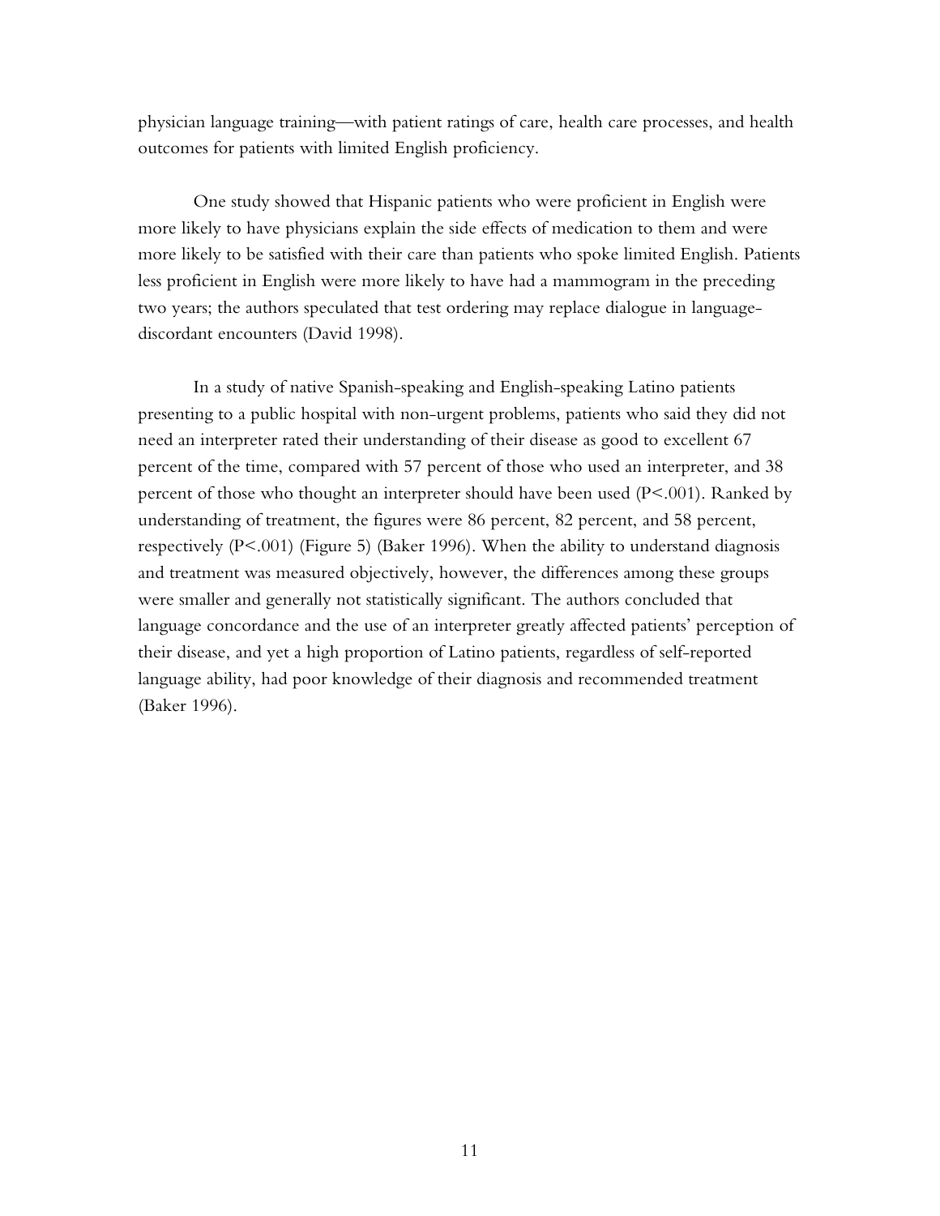physician language training—with patient ratings of care, health care processes, and health outcomes for patients with limited English proficiency.

One study showed that Hispanic patients who were proficient in English were more likely to have physicians explain the side effects of medication to them and were more likely to be satisfied with their care than patients who spoke limited English. Patients less proficient in English were more likely to have had a mammogram in the preceding two years; the authors speculated that test ordering may replace dialogue in language-discordant encounters (David 1998).

In a study of native Spanish-speaking and English-speaking Latino patients presenting to a public hospital with non-urgent problems, patients who said they did not need an interpreter rated their understanding of their disease as good to excellent 67 percent of the time, compared with 57 percent of those who used an interpreter, and 38 percent of those who thought an interpreter should have been used ($P<.001$). Ranked by understanding of treatment, the figures were 86 percent, 82 percent, and 58 percent, respectively ($P<.001$) (Figure 5) (Baker 1996). When the ability to understand diagnosis and treatment was measured objectively, however, the differences among these groups were smaller and generally not statistically significant. The authors concluded that language concordance and the use of an interpreter greatly affected patients' perception of their disease, and yet a high proportion of Latino patients, regardless of self-reported language ability, had poor knowledge of their diagnosis and recommended treatment (Baker 1996).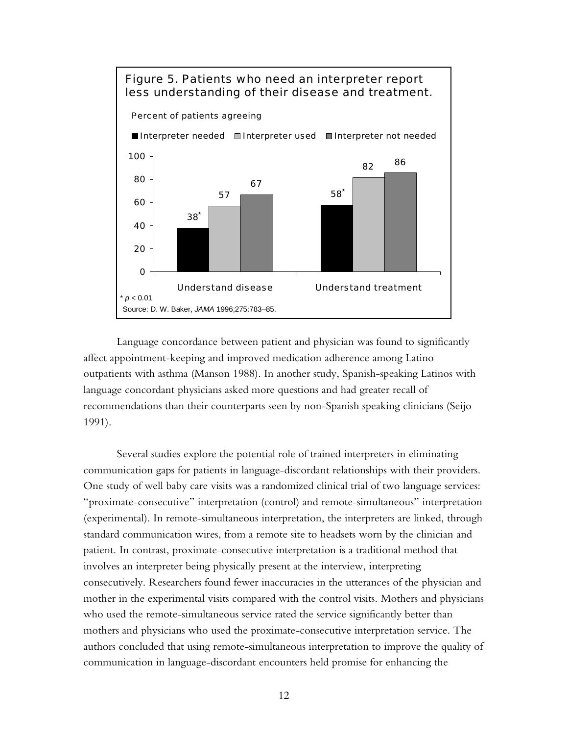**Figure 5. Patients who need an interpreter report less understanding of their disease and treatment.**

Percent of patients agreeing

| | Interpreter needed | Interpreter used | Interpreter not needed |
|---|---|---|---|
| Understand disease | 38* | 57 | 67 |
| Understand treatment | 58* | 82 | 86 |

* $p < 0.01$

Source: D. W. Baker, *JAMA* 1996;275:783–85.

Language concordance between patient and physician was found to significantly affect appointment-keeping and improved medication adherence among Latino outpatients with asthma (Manson 1988). In another study, Spanish-speaking Latinos with language concordant physicians asked more questions and had greater recall of recommendations than their counterparts seen by non-Spanish speaking clinicians (Seijo 1991).

Several studies explore the potential role of trained interpreters in eliminating communication gaps for patients in language-discordant relationships with their providers. One study of well baby care visits was a randomized clinical trial of two language services: "proximate-consecutive" interpretation (control) and remote-simultaneous" interpretation (experimental). In remote-simultaneous interpretation, the interpreters are linked, through standard communication wires, from a remote site to headsets worn by the clinician and patient. In contrast, proximate-consecutive interpretation is a traditional method that involves an interpreter being physically present at the interview, interpreting consecutively. Researchers found fewer inaccuracies in the utterances of the physician and mother in the experimental visits compared with the control visits. Mothers and physicians who used the remote-simultaneous service rated the service significantly better than mothers and physicians who used the proximate-consecutive interpretation service. The authors concluded that using remote-simultaneous interpretation to improve the quality of communication in language-discordant encounters held promise for enhancing the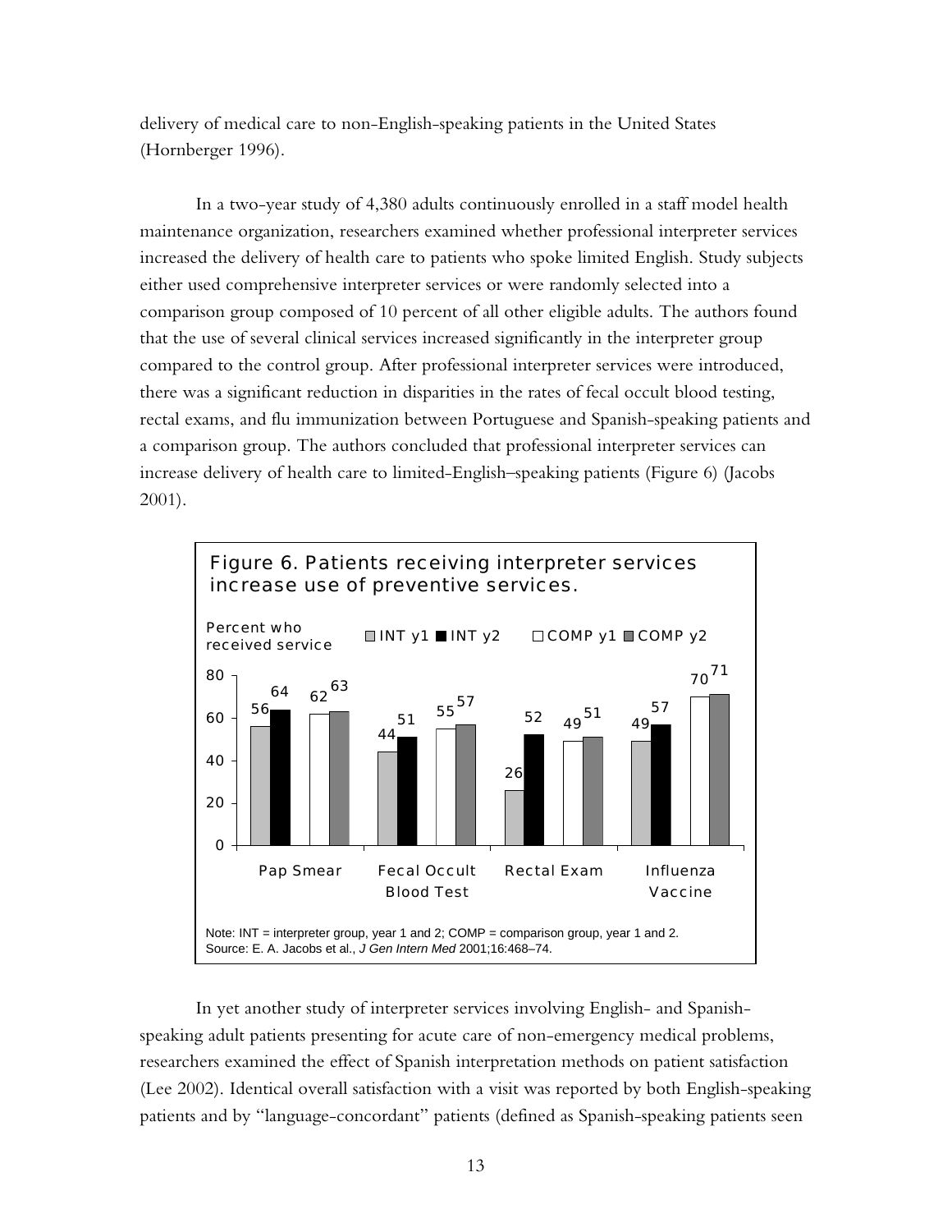delivery of medical care to non-English-speaking patients in the United States (Hornberger 1996).

In a two-year study of 4,380 adults continuously enrolled in a staff model health maintenance organization, researchers examined whether professional interpreter services increased the delivery of health care to patients who spoke limited English. Study subjects either used comprehensive interpreter services or were randomly selected into a comparison group composed of 10 percent of all other eligible adults. The authors found that the use of several clinical services increased significantly in the interpreter group compared to the control group. After professional interpreter services were introduced, there was a significant reduction in disparities in the rates of fecal occult blood testing, rectal exams, and flu immunization between Portuguese and Spanish-speaking patients and a comparison group. The authors concluded that professional interpreter services can increase delivery of health care to limited-English–speaking patients (Figure 6) (Jacobs 2001).

**Figure 6. Patients receiving interpreter services increase use of preventive services.**

Percent who received service

| | INT y1 | INT y2 | COMP y1 | COMP y2 |
|---|---|---|---|---|
| Pap Smear | 56 | 64 | 62 | 63 |
| Fecal Occult Blood Test | 44 | 51 | 55 | 57 |
| Rectal Exam | 26 | 52 | 49 | 51 |
| Influenza Vaccine | 49 | 57 | 70 | 71 |

Note: INT = interpreter group, year 1 and 2; COMP = comparison group, year 1 and 2.
Source: E. A. Jacobs et al., *J Gen Intern Med* 2001;16:468–74.

In yet another study of interpreter services involving English- and Spanish-speaking adult patients presenting for acute care of non-emergency medical problems, researchers examined the effect of Spanish interpretation methods on patient satisfaction (Lee 2002). Identical overall satisfaction with a visit was reported by both English-speaking patients and by "language-concordant" patients (defined as Spanish-speaking patients seen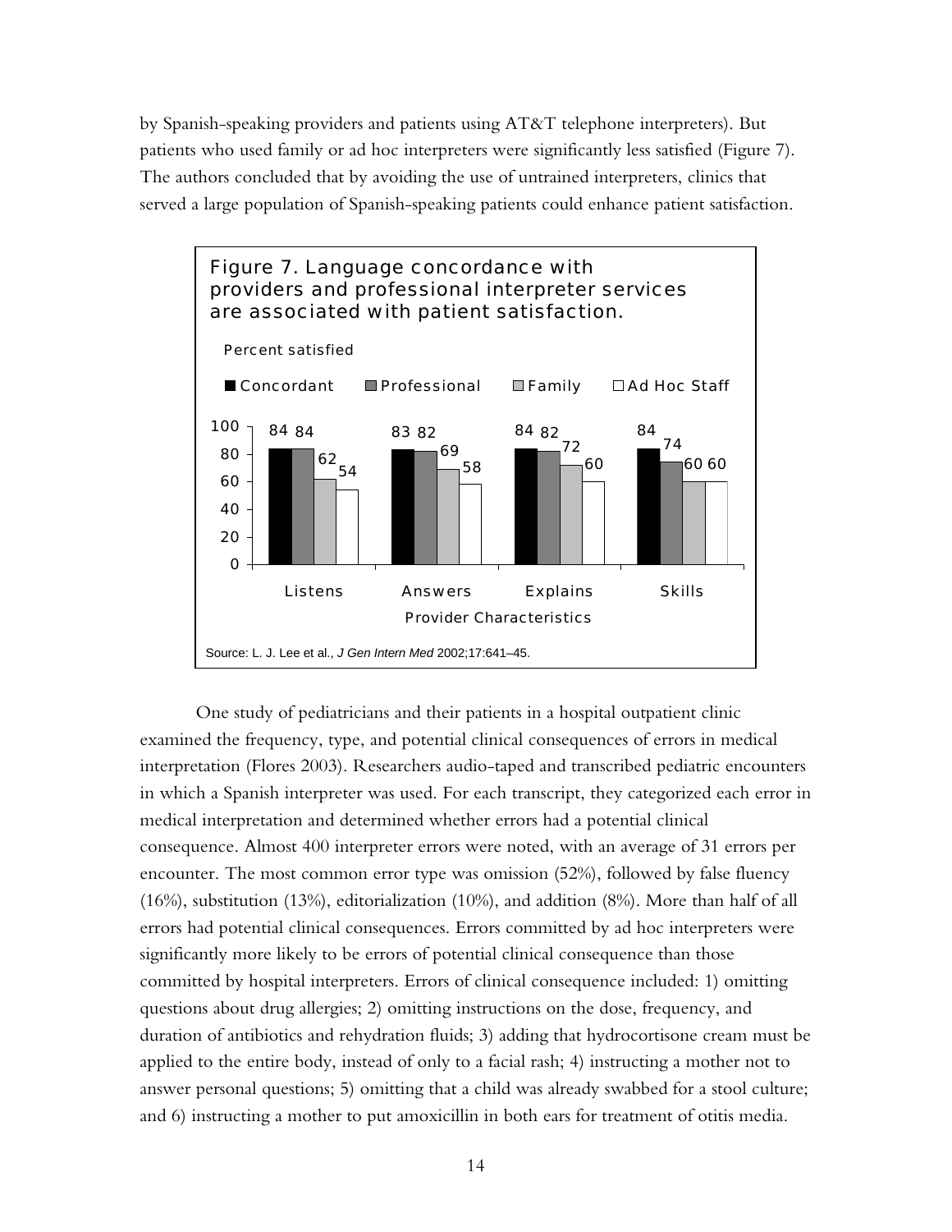by Spanish-speaking providers and patients using AT&T telephone interpreters). But patients who used family or ad hoc interpreters were significantly less satisfied (Figure 7). The authors concluded that by avoiding the use of untrained interpreters, clinics that served a large population of Spanish-speaking patients could enhance patient satisfaction.

**Figure 7. Language concordance with providers and professional interpreter services are associated with patient satisfaction.**

Percent satisfied

| Provider Characteristics | Concordant | Professional | Family | Ad Hoc Staff |
|---|---|---|---|---|
| Listens | 84 | 84 | 62 | 54 |
| Answers | 83 | 82 | 69 | 58 |
| Explains | 84 | 82 | 72 | 60 |
| Skills | 84 | 74 | 60 | 60 |

Source: L. J. Lee et al., *J Gen Intern Med* 2002;17:641–45.

One study of pediatricians and their patients in a hospital outpatient clinic examined the frequency, type, and potential clinical consequences of errors in medical interpretation (Flores 2003). Researchers audio-taped and transcribed pediatric encounters in which a Spanish interpreter was used. For each transcript, they categorized each error in medical interpretation and determined whether errors had a potential clinical consequence. Almost 400 interpreter errors were noted, with an average of 31 errors per encounter. The most common error type was omission (52%), followed by false fluency (16%), substitution (13%), editorialization (10%), and addition (8%). More than half of all errors had potential clinical consequences. Errors committed by ad hoc interpreters were significantly more likely to be errors of potential clinical consequence than those committed by hospital interpreters. Errors of clinical consequence included: 1) omitting questions about drug allergies; 2) omitting instructions on the dose, frequency, and duration of antibiotics and rehydration fluids; 3) adding that hydrocortisone cream must be applied to the entire body, instead of only to a facial rash; 4) instructing a mother not to answer personal questions; 5) omitting that a child was already swabbed for a stool culture; and 6) instructing a mother to put amoxicillin in both ears for treatment of otitis media.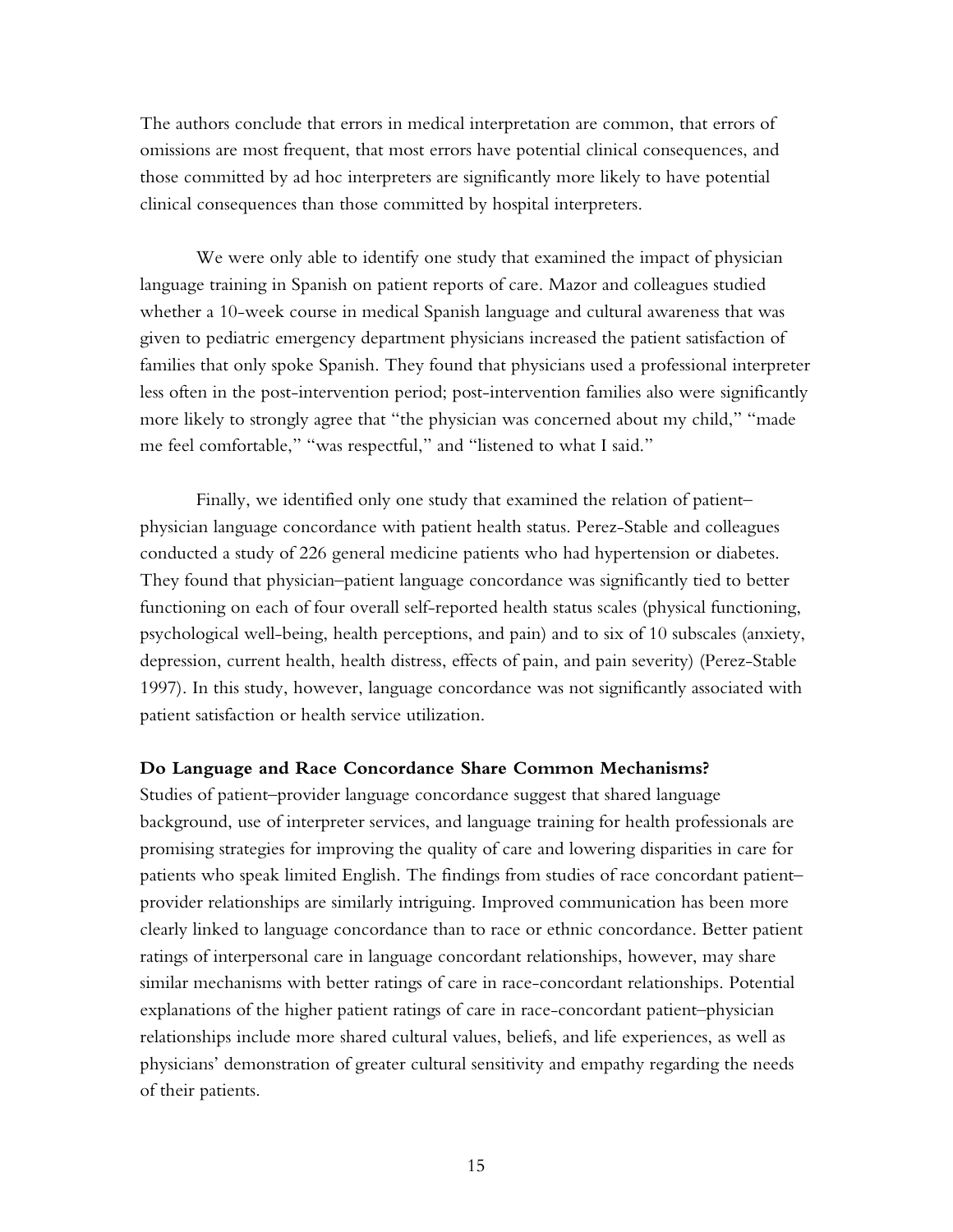The authors conclude that errors in medical interpretation are common, that errors of omissions are most frequent, that most errors have potential clinical consequences, and those committed by ad hoc interpreters are significantly more likely to have potential clinical consequences than those committed by hospital interpreters.

We were only able to identify one study that examined the impact of physician language training in Spanish on patient reports of care. Mazor and colleagues studied whether a 10-week course in medical Spanish language and cultural awareness that was given to pediatric emergency department physicians increased the patient satisfaction of families that only spoke Spanish. They found that physicians used a professional interpreter less often in the post-intervention period; post-intervention families also were significantly more likely to strongly agree that "the physician was concerned about my child," "made me feel comfortable," "was respectful," and "listened to what I said."

Finally, we identified only one study that examined the relation of patient–physician language concordance with patient health status. Perez-Stable and colleagues conducted a study of 226 general medicine patients who had hypertension or diabetes. They found that physician–patient language concordance was significantly tied to better functioning on each of four overall self-reported health status scales (physical functioning, psychological well-being, health perceptions, and pain) and to six of 10 subscales (anxiety, depression, current health, health distress, effects of pain, and pain severity) (Perez-Stable 1997). In this study, however, language concordance was not significantly associated with patient satisfaction or health service utilization.

**Do Language and Race Concordance Share Common Mechanisms?**

Studies of patient–provider language concordance suggest that shared language background, use of interpreter services, and language training for health professionals are promising strategies for improving the quality of care and lowering disparities in care for patients who speak limited English. The findings from studies of race concordant patient–provider relationships are similarly intriguing. Improved communication has been more clearly linked to language concordance than to race or ethnic concordance. Better patient ratings of interpersonal care in language concordant relationships, however, may share similar mechanisms with better ratings of care in race-concordant relationships. Potential explanations of the higher patient ratings of care in race-concordant patient–physician relationships include more shared cultural values, beliefs, and life experiences, as well as physicians' demonstration of greater cultural sensitivity and empathy regarding the needs of their patients.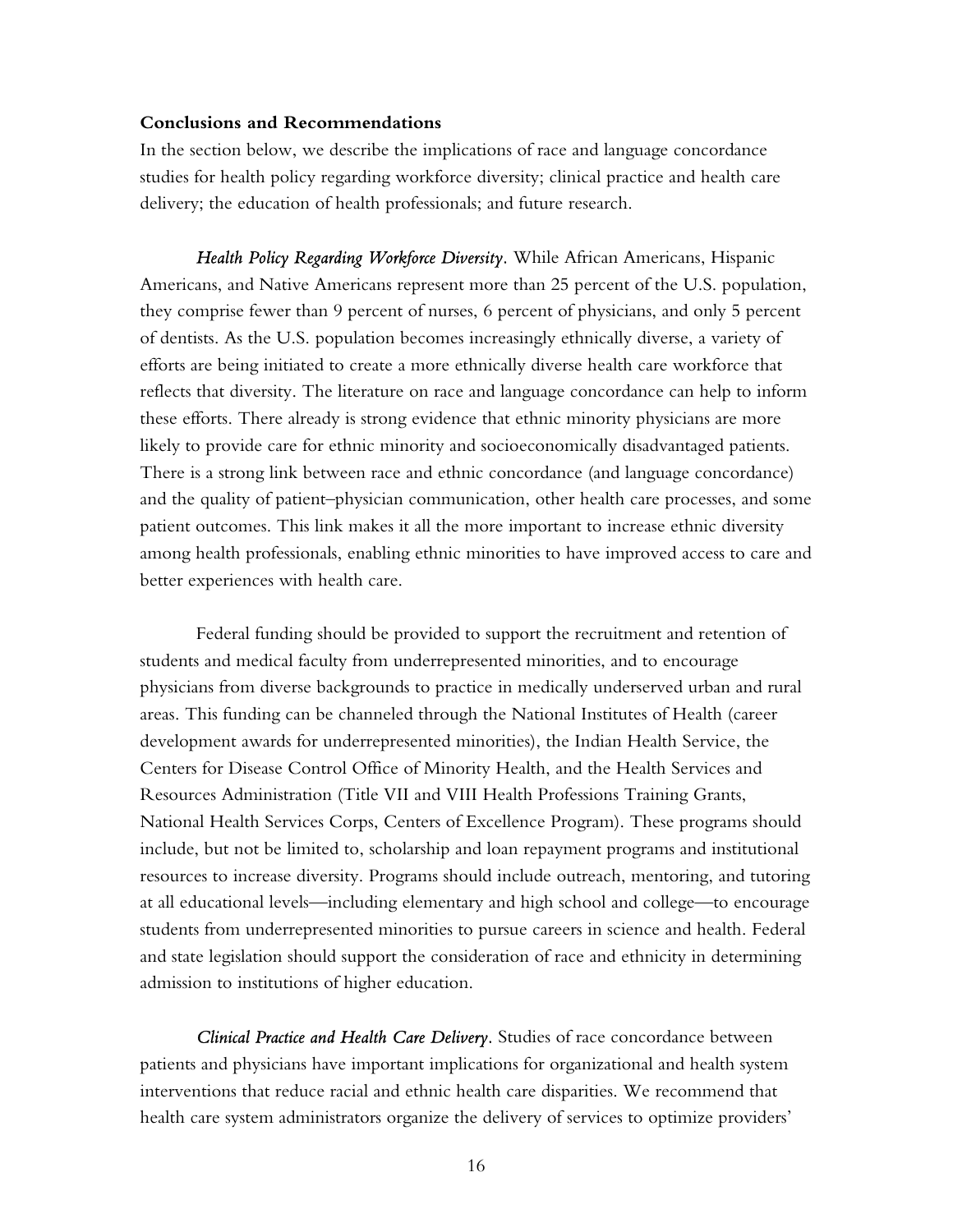**Conclusions and Recommendations**

In the section below, we describe the implications of race and language concordance studies for health policy regarding workforce diversity; clinical practice and health care delivery; the education of health professionals; and future research.

***Health Policy Regarding Workforce Diversity***. While African Americans, Hispanic Americans, and Native Americans represent more than 25 percent of the U.S. population, they comprise fewer than 9 percent of nurses, 6 percent of physicians, and only 5 percent of dentists. As the U.S. population becomes increasingly ethnically diverse, a variety of efforts are being initiated to create a more ethnically diverse health care workforce that reflects that diversity. The literature on race and language concordance can help to inform these efforts. There already is strong evidence that ethnic minority physicians are more likely to provide care for ethnic minority and socioeconomically disadvantaged patients. There is a strong link between race and ethnic concordance (and language concordance) and the quality of patient–physician communication, other health care processes, and some patient outcomes. This link makes it all the more important to increase ethnic diversity among health professionals, enabling ethnic minorities to have improved access to care and better experiences with health care.

Federal funding should be provided to support the recruitment and retention of students and medical faculty from underrepresented minorities, and to encourage physicians from diverse backgrounds to practice in medically underserved urban and rural areas. This funding can be channeled through the National Institutes of Health (career development awards for underrepresented minorities), the Indian Health Service, the Centers for Disease Control Office of Minority Health, and the Health Services and Resources Administration (Title VII and VIII Health Professions Training Grants, National Health Services Corps, Centers of Excellence Program). These programs should include, but not be limited to, scholarship and loan repayment programs and institutional resources to increase diversity. Programs should include outreach, mentoring, and tutoring at all educational levels—including elementary and high school and college—to encourage students from underrepresented minorities to pursue careers in science and health. Federal and state legislation should support the consideration of race and ethnicity in determining admission to institutions of higher education.

***Clinical Practice and Health Care Delivery***. Studies of race concordance between patients and physicians have important implications for organizational and health system interventions that reduce racial and ethnic health care disparities. We recommend that health care system administrators organize the delivery of services to optimize providers'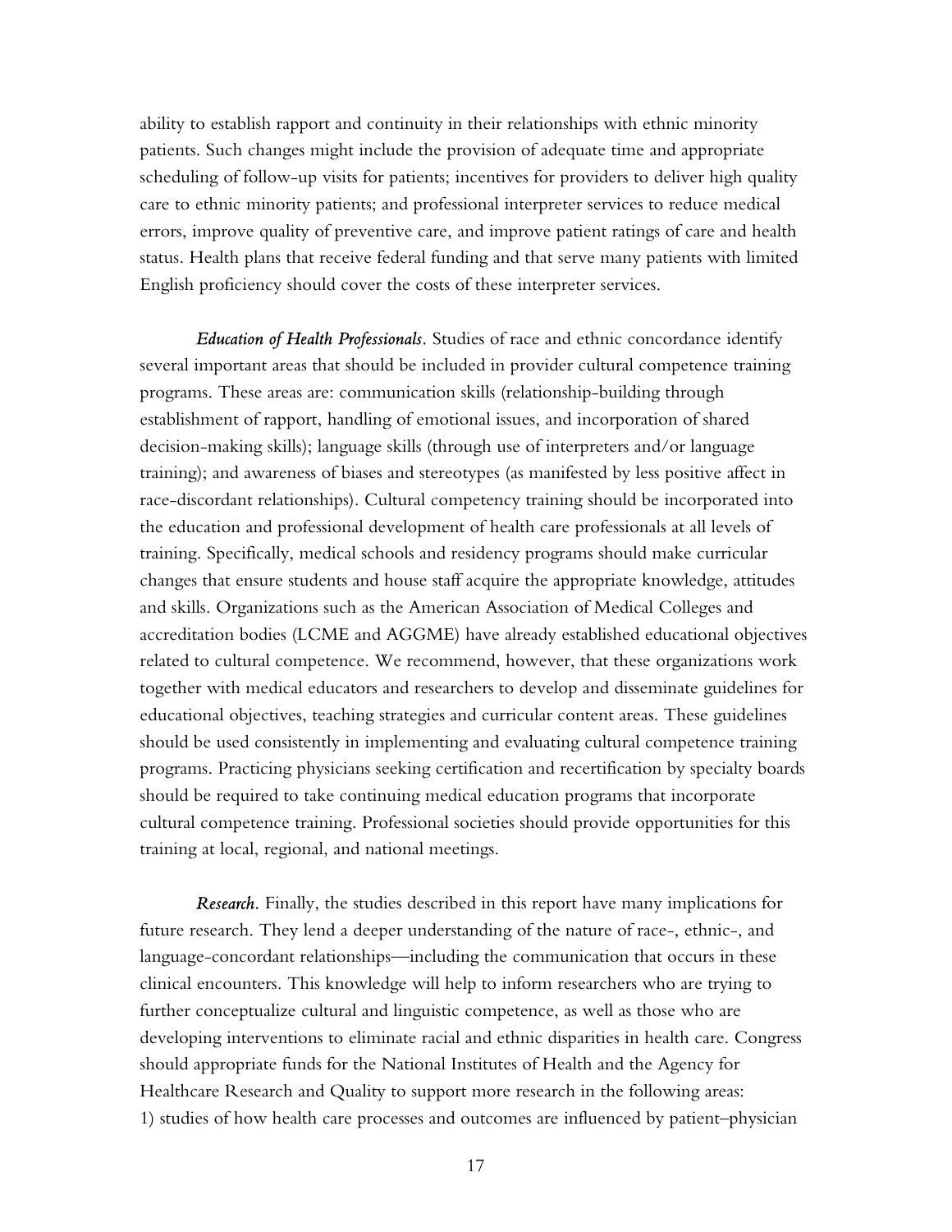ability to establish rapport and continuity in their relationships with ethnic minority patients. Such changes might include the provision of adequate time and appropriate scheduling of follow-up visits for patients; incentives for providers to deliver high quality care to ethnic minority patients; and professional interpreter services to reduce medical errors, improve quality of preventive care, and improve patient ratings of care and health status. Health plans that receive federal funding and that serve many patients with limited English proficiency should cover the costs of these interpreter services.

***Education of Health Professionals.*** Studies of race and ethnic concordance identify several important areas that should be included in provider cultural competence training programs. These areas are: communication skills (relationship-building through establishment of rapport, handling of emotional issues, and incorporation of shared decision-making skills); language skills (through use of interpreters and/or language training); and awareness of biases and stereotypes (as manifested by less positive affect in race-discordant relationships). Cultural competency training should be incorporated into the education and professional development of health care professionals at all levels of training. Specifically, medical schools and residency programs should make curricular changes that ensure students and house staff acquire the appropriate knowledge, attitudes and skills. Organizations such as the American Association of Medical Colleges and accreditation bodies (LCME and AGGME) have already established educational objectives related to cultural competence. We recommend, however, that these organizations work together with medical educators and researchers to develop and disseminate guidelines for educational objectives, teaching strategies and curricular content areas. These guidelines should be used consistently in implementing and evaluating cultural competence training programs. Practicing physicians seeking certification and recertification by specialty boards should be required to take continuing medical education programs that incorporate cultural competence training. Professional societies should provide opportunities for this training at local, regional, and national meetings.

***Research.*** Finally, the studies described in this report have many implications for future research. They lend a deeper understanding of the nature of race-, ethnic-, and language-concordant relationships—including the communication that occurs in these clinical encounters. This knowledge will help to inform researchers who are trying to further conceptualize cultural and linguistic competence, as well as those who are developing interventions to eliminate racial and ethnic disparities in health care. Congress should appropriate funds for the National Institutes of Health and the Agency for Healthcare Research and Quality to support more research in the following areas: 1) studies of how health care processes and outcomes are influenced by patient–physician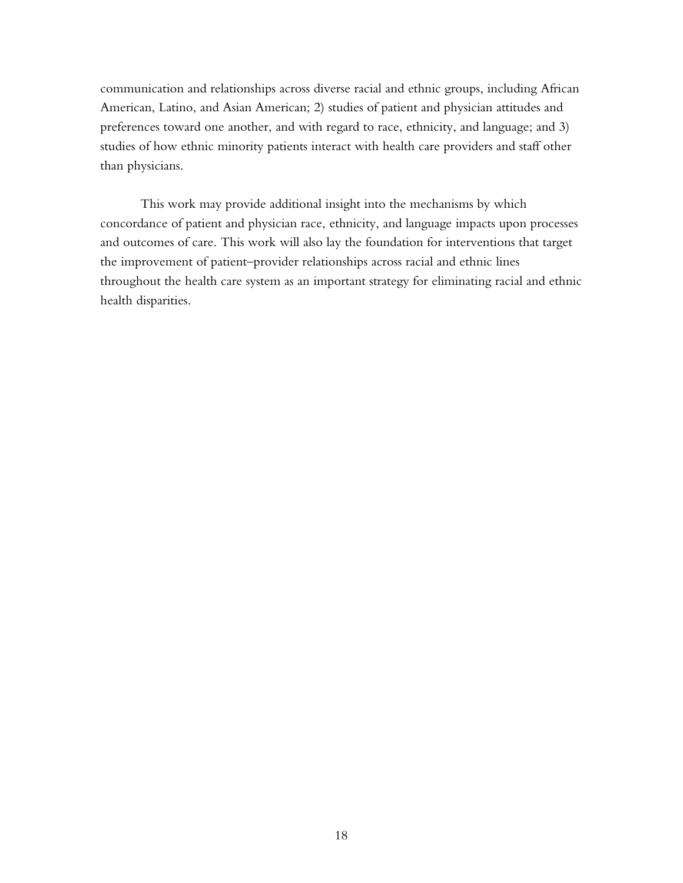communication and relationships across diverse racial and ethnic groups, including African American, Latino, and Asian American; 2) studies of patient and physician attitudes and preferences toward one another, and with regard to race, ethnicity, and language; and 3) studies of how ethnic minority patients interact with health care providers and staff other than physicians.

This work may provide additional insight into the mechanisms by which concordance of patient and physician race, ethnicity, and language impacts upon processes and outcomes of care. This work will also lay the foundation for interventions that target the improvement of patient–provider relationships across racial and ethnic lines throughout the health care system as an important strategy for eliminating racial and ethnic health disparities.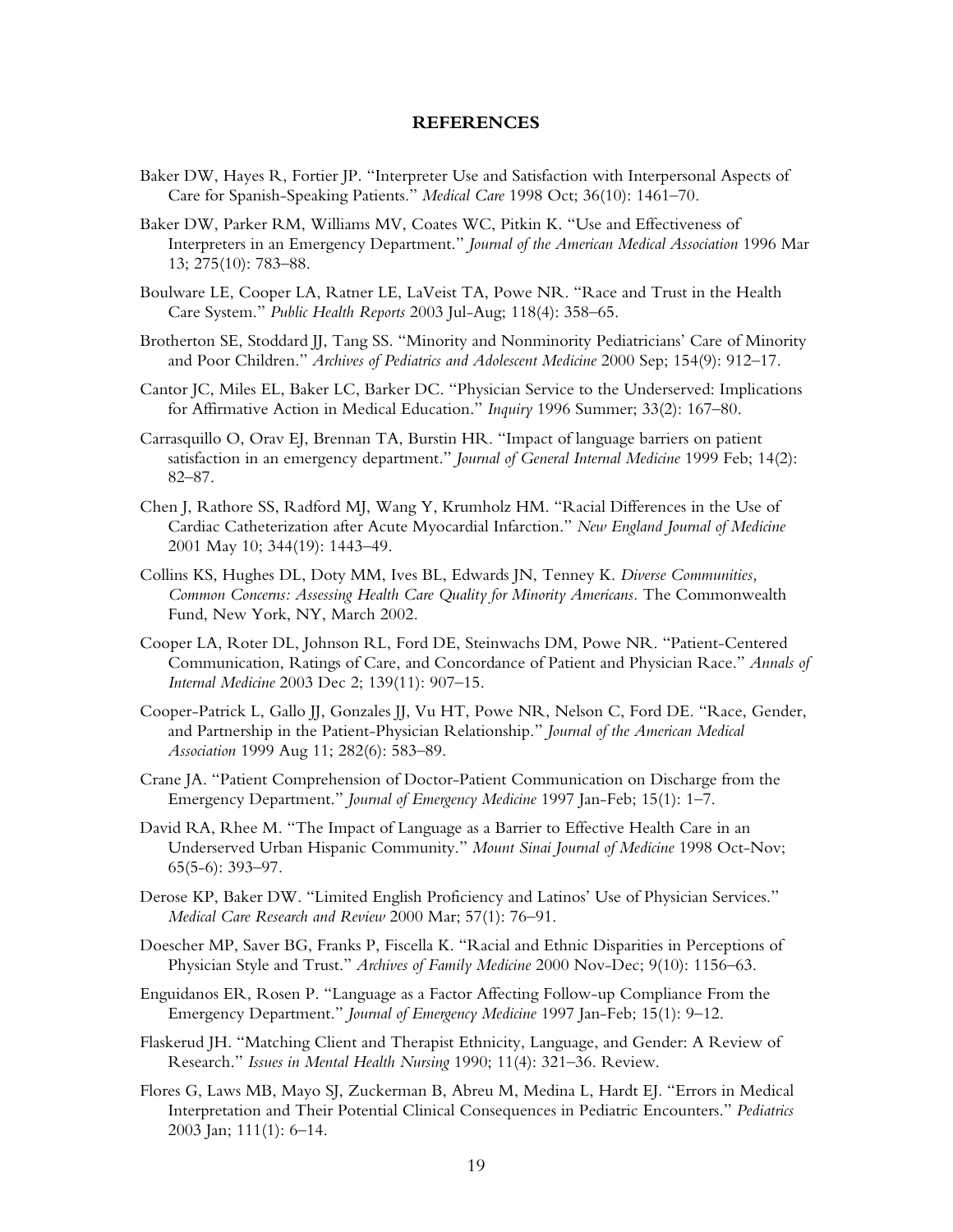## REFERENCES

Baker DW, Hayes R, Fortier JP. "Interpreter Use and Satisfaction with Interpersonal Aspects of Care for Spanish-Speaking Patients." *Medical Care* 1998 Oct; 36(10): 1461–70.

Baker DW, Parker RM, Williams MV, Coates WC, Pitkin K. "Use and Effectiveness of Interpreters in an Emergency Department." *Journal of the American Medical Association* 1996 Mar 13; 275(10): 783–88.

Boulware LE, Cooper LA, Ratner LE, LaVeist TA, Powe NR. "Race and Trust in the Health Care System." *Public Health Reports* 2003 Jul-Aug; 118(4): 358–65.

Brotherton SE, Stoddard JJ, Tang SS. "Minority and Nonminority Pediatricians' Care of Minority and Poor Children." *Archives of Pediatrics and Adolescent Medicine* 2000 Sep; 154(9): 912–17.

Cantor JC, Miles EL, Baker LC, Barker DC. "Physician Service to the Underserved: Implications for Affirmative Action in Medical Education." *Inquiry* 1996 Summer; 33(2): 167–80.

Carrasquillo O, Orav EJ, Brennan TA, Burstin HR. "Impact of language barriers on patient satisfaction in an emergency department." *Journal of General Internal Medicine* 1999 Feb; 14(2): 82–87.

Chen J, Rathore SS, Radford MJ, Wang Y, Krumholz HM. "Racial Differences in the Use of Cardiac Catheterization after Acute Myocardial Infarction." *New England Journal of Medicine* 2001 May 10; 344(19): 1443–49.

Collins KS, Hughes DL, Doty MM, Ives BL, Edwards JN, Tenney K. *Diverse Communities, Common Concerns: Assessing Health Care Quality for Minority Americans.* The Commonwealth Fund, New York, NY, March 2002.

Cooper LA, Roter DL, Johnson RL, Ford DE, Steinwachs DM, Powe NR. "Patient-Centered Communication, Ratings of Care, and Concordance of Patient and Physician Race." *Annals of Internal Medicine* 2003 Dec 2; 139(11): 907–15.

Cooper-Patrick L, Gallo JJ, Gonzales JJ, Vu HT, Powe NR, Nelson C, Ford DE. "Race, Gender, and Partnership in the Patient-Physician Relationship." *Journal of the American Medical Association* 1999 Aug 11; 282(6): 583–89.

Crane JA. "Patient Comprehension of Doctor-Patient Communication on Discharge from the Emergency Department." *Journal of Emergency Medicine* 1997 Jan-Feb; 15(1): 1–7.

David RA, Rhee M. "The Impact of Language as a Barrier to Effective Health Care in an Underserved Urban Hispanic Community." *Mount Sinai Journal of Medicine* 1998 Oct-Nov; 65(5-6): 393–97.

Derose KP, Baker DW. "Limited English Proficiency and Latinos' Use of Physician Services." *Medical Care Research and Review* 2000 Mar; 57(1): 76–91.

Doescher MP, Saver BG, Franks P, Fiscella K. "Racial and Ethnic Disparities in Perceptions of Physician Style and Trust." *Archives of Family Medicine* 2000 Nov-Dec; 9(10): 1156–63.

Enguidanos ER, Rosen P. "Language as a Factor Affecting Follow-up Compliance From the Emergency Department." *Journal of Emergency Medicine* 1997 Jan-Feb; 15(1): 9–12.

Flaskerud JH. "Matching Client and Therapist Ethnicity, Language, and Gender: A Review of Research." *Issues in Mental Health Nursing* 1990; 11(4): 321–36. Review.

Flores G, Laws MB, Mayo SJ, Zuckerman B, Abreu M, Medina L, Hardt EJ. "Errors in Medical Interpretation and Their Potential Clinical Consequences in Pediatric Encounters." *Pediatrics* 2003 Jan; 111(1): 6–14.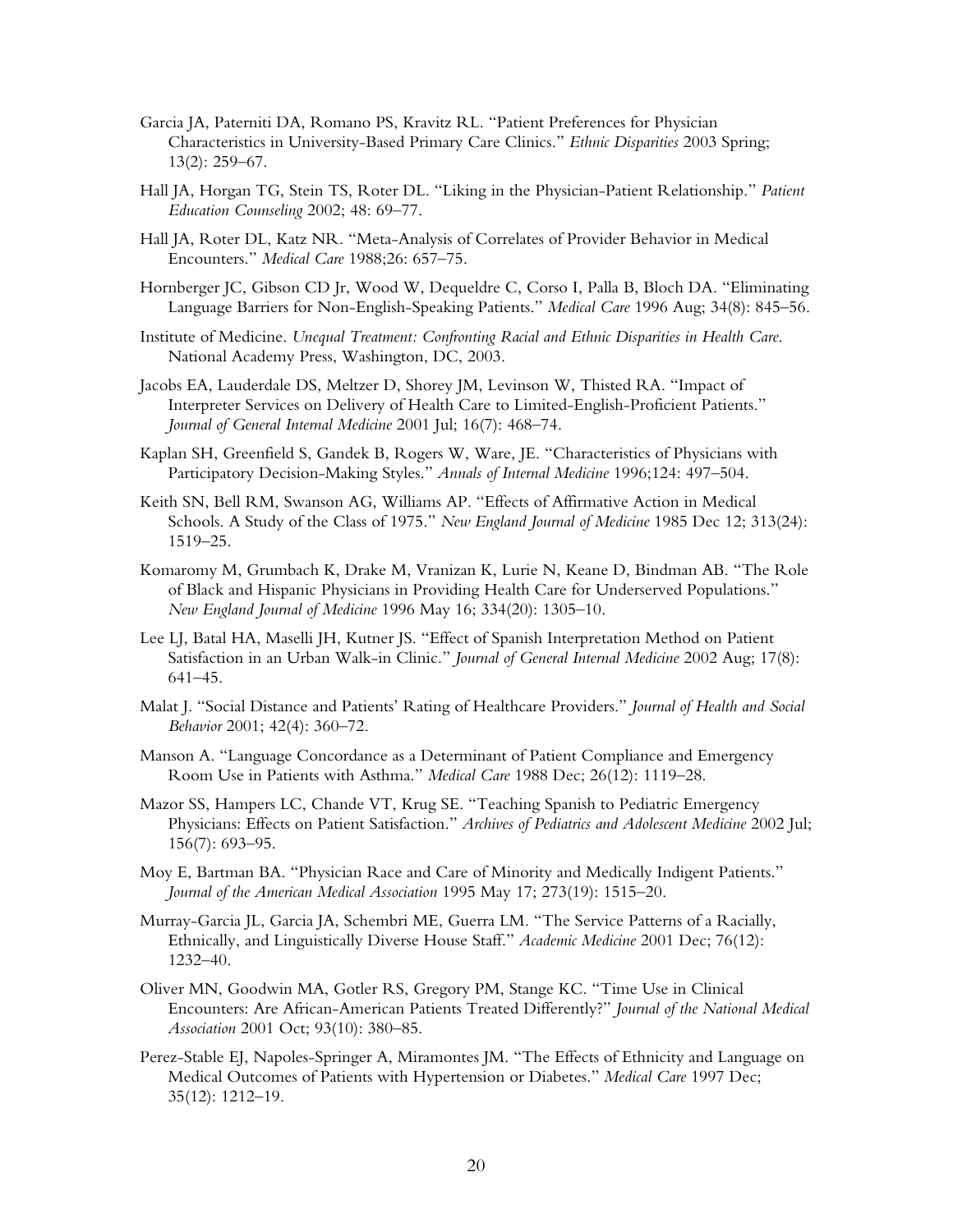Garcia JA, Paterniti DA, Romano PS, Kravitz RL. "Patient Preferences for Physician Characteristics in University-Based Primary Care Clinics." *Ethnic Disparities* 2003 Spring; 13(2): 259–67.

Hall JA, Horgan TG, Stein TS, Roter DL. "Liking in the Physician-Patient Relationship." *Patient Education Counseling* 2002; 48: 69–77.

Hall JA, Roter DL, Katz NR. "Meta-Analysis of Correlates of Provider Behavior in Medical Encounters." *Medical Care* 1988;26: 657–75.

Hornberger JC, Gibson CD Jr, Wood W, Dequeldre C, Corso I, Palla B, Bloch DA. "Eliminating Language Barriers for Non-English-Speaking Patients." *Medical Care* 1996 Aug; 34(8): 845–56.

Institute of Medicine. *Unequal Treatment: Confronting Racial and Ethnic Disparities in Health Care*. National Academy Press, Washington, DC, 2003.

Jacobs EA, Lauderdale DS, Meltzer D, Shorey JM, Levinson W, Thisted RA. "Impact of Interpreter Services on Delivery of Health Care to Limited-English-Proficient Patients." *Journal of General Internal Medicine* 2001 Jul; 16(7): 468–74.

Kaplan SH, Greenfield S, Gandek B, Rogers W, Ware, JE. "Characteristics of Physicians with Participatory Decision-Making Styles." *Annals of Internal Medicine* 1996;124: 497–504.

Keith SN, Bell RM, Swanson AG, Williams AP. "Effects of Affirmative Action in Medical Schools. A Study of the Class of 1975." *New England Journal of Medicine* 1985 Dec 12; 313(24): 1519–25.

Komaromy M, Grumbach K, Drake M, Vranizan K, Lurie N, Keane D, Bindman AB. "The Role of Black and Hispanic Physicians in Providing Health Care for Underserved Populations." *New England Journal of Medicine* 1996 May 16; 334(20): 1305–10.

Lee LJ, Batal HA, Maselli JH, Kutner JS. "Effect of Spanish Interpretation Method on Patient Satisfaction in an Urban Walk-in Clinic." *Journal of General Internal Medicine* 2002 Aug; 17(8): 641–45.

Malat J. "Social Distance and Patients' Rating of Healthcare Providers." *Journal of Health and Social Behavior* 2001; 42(4): 360–72.

Manson A. "Language Concordance as a Determinant of Patient Compliance and Emergency Room Use in Patients with Asthma." *Medical Care* 1988 Dec; 26(12): 1119–28.

Mazor SS, Hampers LC, Chande VT, Krug SE. "Teaching Spanish to Pediatric Emergency Physicians: Effects on Patient Satisfaction." *Archives of Pediatrics and Adolescent Medicine* 2002 Jul; 156(7): 693–95.

Moy E, Bartman BA. "Physician Race and Care of Minority and Medically Indigent Patients." *Journal of the American Medical Association* 1995 May 17; 273(19): 1515–20.

Murray-Garcia JL, Garcia JA, Schembri ME, Guerra LM. "The Service Patterns of a Racially, Ethnically, and Linguistically Diverse House Staff." *Academic Medicine* 2001 Dec; 76(12): 1232–40.

Oliver MN, Goodwin MA, Gotler RS, Gregory PM, Stange KC. "Time Use in Clinical Encounters: Are African-American Patients Treated Differently?" *Journal of the National Medical Association* 2001 Oct; 93(10): 380–85.

Perez-Stable EJ, Napoles-Springer A, Miramontes JM. "The Effects of Ethnicity and Language on Medical Outcomes of Patients with Hypertension or Diabetes." *Medical Care* 1997 Dec; 35(12): 1212–19.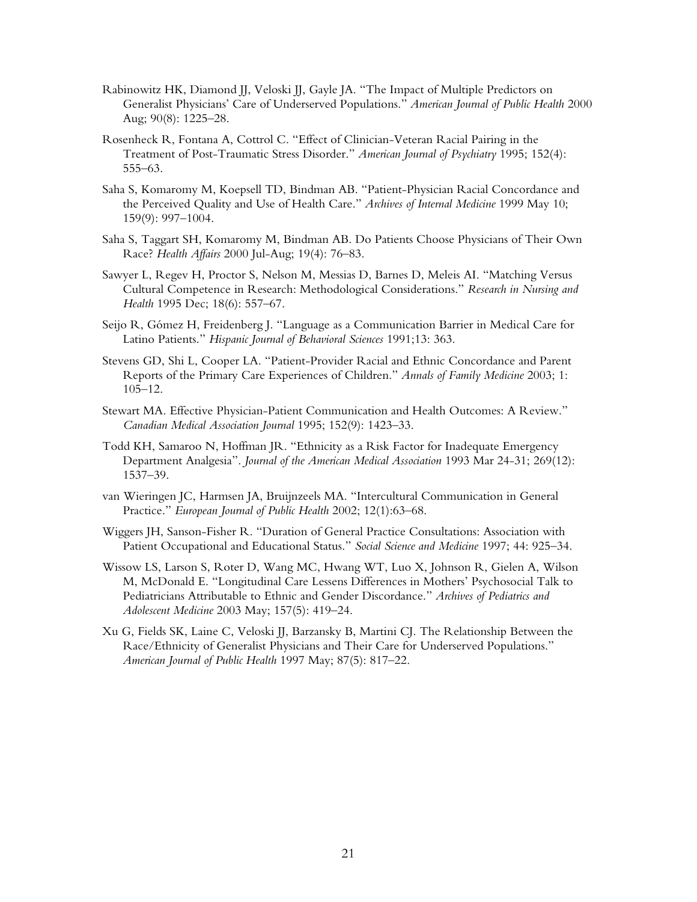Rabinowitz HK, Diamond JJ, Veloski JJ, Gayle JA. "The Impact of Multiple Predictors on Generalist Physicians' Care of Underserved Populations." *American Journal of Public Health* 2000 Aug; 90(8): 1225–28.

Rosenheck R, Fontana A, Cottrol C. "Effect of Clinician-Veteran Racial Pairing in the Treatment of Post-Traumatic Stress Disorder." *American Journal of Psychiatry* 1995; 152(4): 555–63.

Saha S, Komaromy M, Koepsell TD, Bindman AB. "Patient-Physician Racial Concordance and the Perceived Quality and Use of Health Care." *Archives of Internal Medicine* 1999 May 10; 159(9): 997–1004.

Saha S, Taggart SH, Komaromy M, Bindman AB. Do Patients Choose Physicians of Their Own Race? *Health Affairs* 2000 Jul-Aug; 19(4): 76–83.

Sawyer L, Regev H, Proctor S, Nelson M, Messias D, Barnes D, Meleis AI. "Matching Versus Cultural Competence in Research: Methodological Considerations." *Research in Nursing and Health* 1995 Dec; 18(6): 557–67.

Seijo R, Gómez H, Freidenberg J. "Language as a Communication Barrier in Medical Care for Latino Patients." *Hispanic Journal of Behavioral Sciences* 1991;13: 363.

Stevens GD, Shi L, Cooper LA. "Patient-Provider Racial and Ethnic Concordance and Parent Reports of the Primary Care Experiences of Children." *Annals of Family Medicine* 2003; 1: 105–12.

Stewart MA. Effective Physician-Patient Communication and Health Outcomes: A Review." *Canadian Medical Association Journal* 1995; 152(9): 1423–33.

Todd KH, Samaroo N, Hoffman JR. "Ethnicity as a Risk Factor for Inadequate Emergency Department Analgesia". *Journal of the American Medical Association* 1993 Mar 24-31; 269(12): 1537–39.

van Wieringen JC, Harmsen JA, Bruijnzeels MA. "Intercultural Communication in General Practice." *European Journal of Public Health* 2002; 12(1):63–68.

Wiggers JH, Sanson-Fisher R. "Duration of General Practice Consultations: Association with Patient Occupational and Educational Status." *Social Science and Medicine* 1997; 44: 925–34.

Wissow LS, Larson S, Roter D, Wang MC, Hwang WT, Luo X, Johnson R, Gielen A, Wilson M, McDonald E. "Longitudinal Care Lessens Differences in Mothers' Psychosocial Talk to Pediatricians Attributable to Ethnic and Gender Discordance." *Archives of Pediatrics and Adolescent Medicine* 2003 May; 157(5): 419–24.

Xu G, Fields SK, Laine C, Veloski JJ, Barzansky B, Martini CJ. The Relationship Between the Race/Ethnicity of Generalist Physicians and Their Care for Underserved Populations." *American Journal of Public Health* 1997 May; 87(5): 817–22.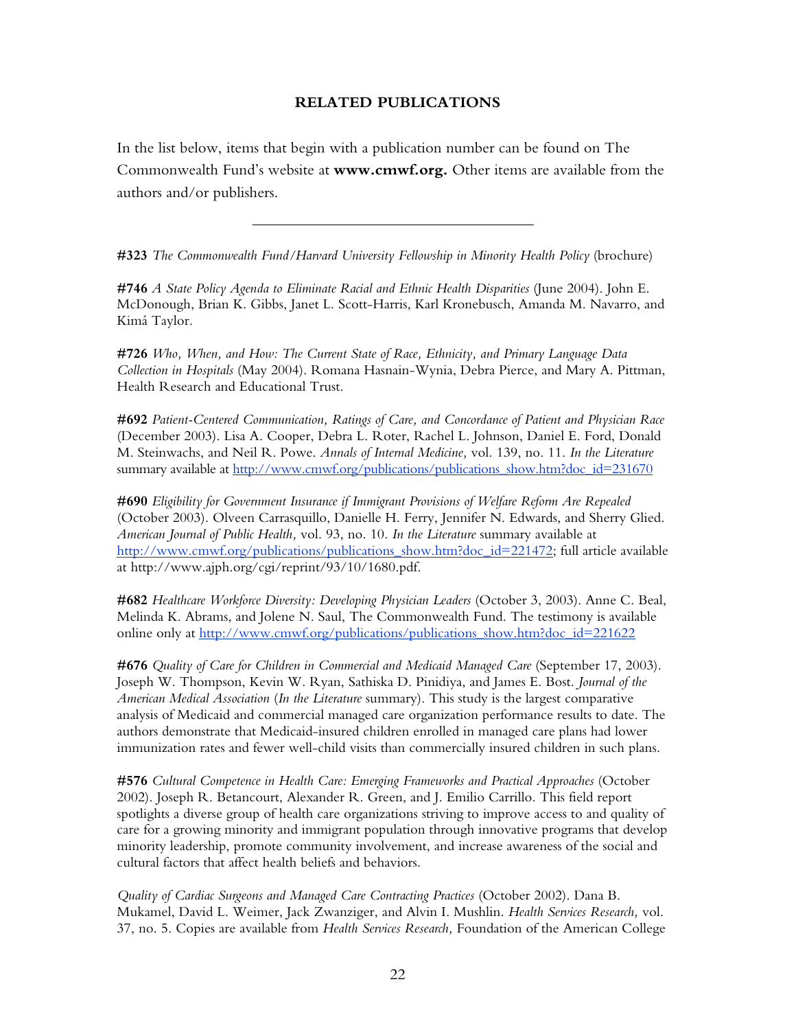## RELATED PUBLICATIONS

In the list below, items that begin with a publication number can be found on The Commonwealth Fund's website at **www.cmwf.org.** Other items are available from the authors and/or publishers.

---

**#323** *The Commonwealth Fund/Harvard University Fellowship in Minority Health Policy* (brochure)

**#746** *A State Policy Agenda to Eliminate Racial and Ethnic Health Disparities* (June 2004). John E. McDonough, Brian K. Gibbs, Janet L. Scott-Harris, Karl Kronebusch, Amanda M. Navarro, and Kimá Taylor.

**#726** *Who, When, and How: The Current State of Race, Ethnicity, and Primary Language Data Collection in Hospitals* (May 2004). Romana Hasnain-Wynia, Debra Pierce, and Mary A. Pittman, Health Research and Educational Trust.

**#692** *Patient-Centered Communication, Ratings of Care, and Concordance of Patient and Physician Race* (December 2003). Lisa A. Cooper, Debra L. Roter, Rachel L. Johnson, Daniel E. Ford, Donald M. Steinwachs, and Neil R. Powe. *Annals of Internal Medicine,* vol. 139, no. 11. *In the Literature* summary available at http://www.cmwf.org/publications/publications_show.htm?doc_id=231670

**#690** *Eligibility for Government Insurance if Immigrant Provisions of Welfare Reform Are Repealed* (October 2003). Olveen Carrasquillo, Danielle H. Ferry, Jennifer N. Edwards, and Sherry Glied. *American Journal of Public Health,* vol. 93, no. 10. *In the Literature* summary available at http://www.cmwf.org/publications/publications_show.htm?doc_id=221472; full article available at http://www.ajph.org/cgi/reprint/93/10/1680.pdf.

**#682** *Healthcare Workforce Diversity: Developing Physician Leaders* (October 3, 2003). Anne C. Beal, Melinda K. Abrams, and Jolene N. Saul, The Commonwealth Fund. The testimony is available online only at http://www.cmwf.org/publications/publications_show.htm?doc_id=221622

**#676** *Quality of Care for Children in Commercial and Medicaid Managed Care* (September 17, 2003). Joseph W. Thompson, Kevin W. Ryan, Sathiska D. Pinidiya, and James E. Bost. *Journal of the American Medical Association* (*In the Literature* summary). This study is the largest comparative analysis of Medicaid and commercial managed care organization performance results to date. The authors demonstrate that Medicaid-insured children enrolled in managed care plans had lower immunization rates and fewer well-child visits than commercially insured children in such plans.

**#576** *Cultural Competence in Health Care: Emerging Frameworks and Practical Approaches* (October 2002). Joseph R. Betancourt, Alexander R. Green, and J. Emilio Carrillo. This field report spotlights a diverse group of health care organizations striving to improve access to and quality of care for a growing minority and immigrant population through innovative programs that develop minority leadership, promote community involvement, and increase awareness of the social and cultural factors that affect health beliefs and behaviors.

*Quality of Cardiac Surgeons and Managed Care Contracting Practices* (October 2002). Dana B. Mukamel, David L. Weimer, Jack Zwanziger, and Alvin I. Mushlin. *Health Services Research,* vol. 37, no. 5. Copies are available from *Health Services Research,* Foundation of the American College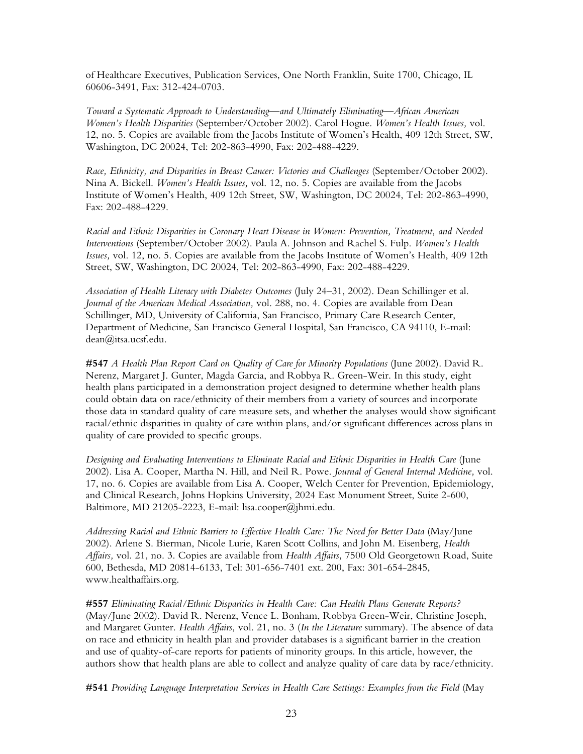of Healthcare Executives, Publication Services, One North Franklin, Suite 1700, Chicago, IL 60606-3491, Fax: 312-424-0703.

*Toward a Systematic Approach to Understanding—and Ultimately Eliminating—African American Women's Health Disparities* (September/October 2002). Carol Hogue. *Women's Health Issues,* vol. 12, no. 5. Copies are available from the Jacobs Institute of Women's Health, 409 12th Street, SW, Washington, DC 20024, Tel: 202-863-4990, Fax: 202-488-4229.

*Race, Ethnicity, and Disparities in Breast Cancer: Victories and Challenges* (September/October 2002). Nina A. Bickell. *Women's Health Issues,* vol. 12, no. 5. Copies are available from the Jacobs Institute of Women's Health, 409 12th Street, SW, Washington, DC 20024, Tel: 202-863-4990, Fax: 202-488-4229.

*Racial and Ethnic Disparities in Coronary Heart Disease in Women: Prevention, Treatment, and Needed Interventions* (September/October 2002). Paula A. Johnson and Rachel S. Fulp. *Women's Health Issues,* vol. 12, no. 5. Copies are available from the Jacobs Institute of Women's Health, 409 12th Street, SW, Washington, DC 20024, Tel: 202-863-4990, Fax: 202-488-4229.

*Association of Health Literacy with Diabetes Outcomes* (July 24–31, 2002). Dean Schillinger et al. *Journal of the American Medical Association,* vol. 288, no. 4. Copies are available from Dean Schillinger, MD, University of California, San Francisco, Primary Care Research Center, Department of Medicine, San Francisco General Hospital, San Francisco, CA 94110, E-mail: dean@itsa.ucsf.edu.

**#547** *A Health Plan Report Card on Quality of Care for Minority Populations* (June 2002). David R. Nerenz, Margaret J. Gunter, Magda Garcia, and Robbya R. Green-Weir. In this study, eight health plans participated in a demonstration project designed to determine whether health plans could obtain data on race/ethnicity of their members from a variety of sources and incorporate those data in standard quality of care measure sets, and whether the analyses would show significant racial/ethnic disparities in quality of care within plans, and/or significant differences across plans in quality of care provided to specific groups.

*Designing and Evaluating Interventions to Eliminate Racial and Ethnic Disparities in Health Care* (June 2002). Lisa A. Cooper, Martha N. Hill, and Neil R. Powe. *Journal of General Internal Medicine,* vol. 17, no. 6. Copies are available from Lisa A. Cooper, Welch Center for Prevention, Epidemiology, and Clinical Research, Johns Hopkins University, 2024 East Monument Street, Suite 2-600, Baltimore, MD 21205-2223, E-mail: lisa.cooper@jhmi.edu.

*Addressing Racial and Ethnic Barriers to Effective Health Care: The Need for Better Data* (May/June 2002). Arlene S. Bierman, Nicole Lurie, Karen Scott Collins, and John M. Eisenberg, *Health Affairs,* vol. 21, no. 3. Copies are available from *Health Affairs,* 7500 Old Georgetown Road, Suite 600, Bethesda, MD 20814-6133, Tel: 301-656-7401 ext. 200, Fax: 301-654-2845, www.healthaffairs.org.

**#557** *Eliminating Racial/Ethnic Disparities in Health Care: Can Health Plans Generate Reports?* (May/June 2002). David R. Nerenz, Vence L. Bonham, Robbya Green-Weir, Christine Joseph, and Margaret Gunter. *Health Affairs,* vol. 21, no. 3 (*In the Literature* summary). The absence of data on race and ethnicity in health plan and provider databases is a significant barrier in the creation and use of quality-of-care reports for patients of minority groups. In this article, however, the authors show that health plans are able to collect and analyze quality of care data by race/ethnicity.

**#541** *Providing Language Interpretation Services in Health Care Settings: Examples from the Field* (May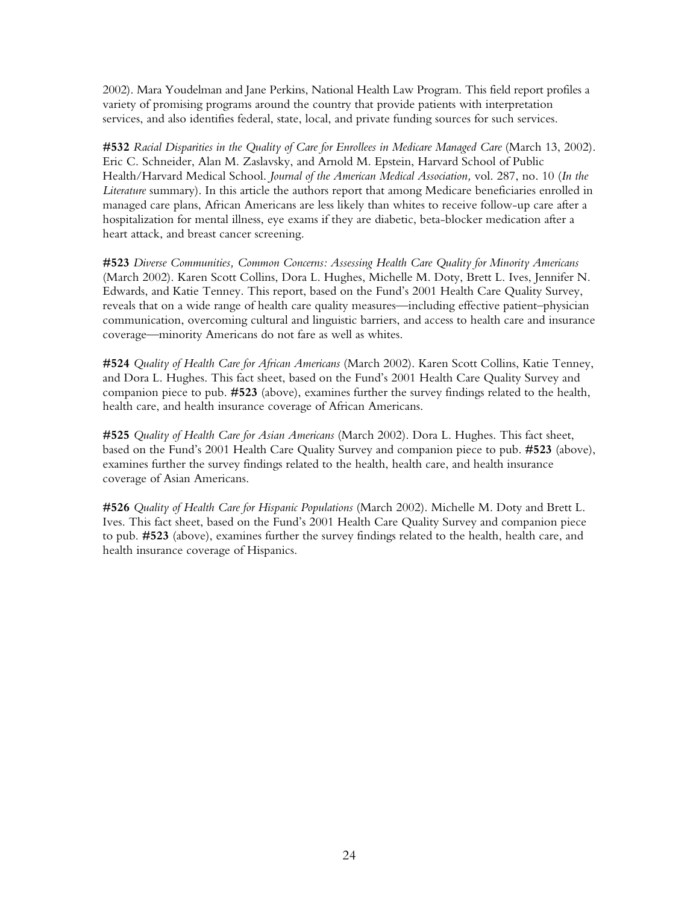2002). Mara Youdelman and Jane Perkins, National Health Law Program. This field report profiles a variety of promising programs around the country that provide patients with interpretation services, and also identifies federal, state, local, and private funding sources for such services.

**#532** *Racial Disparities in the Quality of Care for Enrollees in Medicare Managed Care* (March 13, 2002). Eric C. Schneider, Alan M. Zaslavsky, and Arnold M. Epstein, Harvard School of Public Health/Harvard Medical School. *Journal of the American Medical Association,* vol. 287, no. 10 (*In the Literature* summary). In this article the authors report that among Medicare beneficiaries enrolled in managed care plans, African Americans are less likely than whites to receive follow-up care after a hospitalization for mental illness, eye exams if they are diabetic, beta-blocker medication after a heart attack, and breast cancer screening.

**#523** *Diverse Communities, Common Concerns: Assessing Health Care Quality for Minority Americans* (March 2002). Karen Scott Collins, Dora L. Hughes, Michelle M. Doty, Brett L. Ives, Jennifer N. Edwards, and Katie Tenney. This report, based on the Fund's 2001 Health Care Quality Survey, reveals that on a wide range of health care quality measures—including effective patient–physician communication, overcoming cultural and linguistic barriers, and access to health care and insurance coverage—minority Americans do not fare as well as whites.

**#524** *Quality of Health Care for African Americans* (March 2002). Karen Scott Collins, Katie Tenney, and Dora L. Hughes. This fact sheet, based on the Fund's 2001 Health Care Quality Survey and companion piece to pub. **#523** (above), examines further the survey findings related to the health, health care, and health insurance coverage of African Americans.

**#525** *Quality of Health Care for Asian Americans* (March 2002). Dora L. Hughes. This fact sheet, based on the Fund's 2001 Health Care Quality Survey and companion piece to pub. **#523** (above), examines further the survey findings related to the health, health care, and health insurance coverage of Asian Americans.

**#526** *Quality of Health Care for Hispanic Populations* (March 2002). Michelle M. Doty and Brett L. Ives. This fact sheet, based on the Fund's 2001 Health Care Quality Survey and companion piece to pub. **#523** (above), examines further the survey findings related to the health, health care, and health insurance coverage of Hispanics.